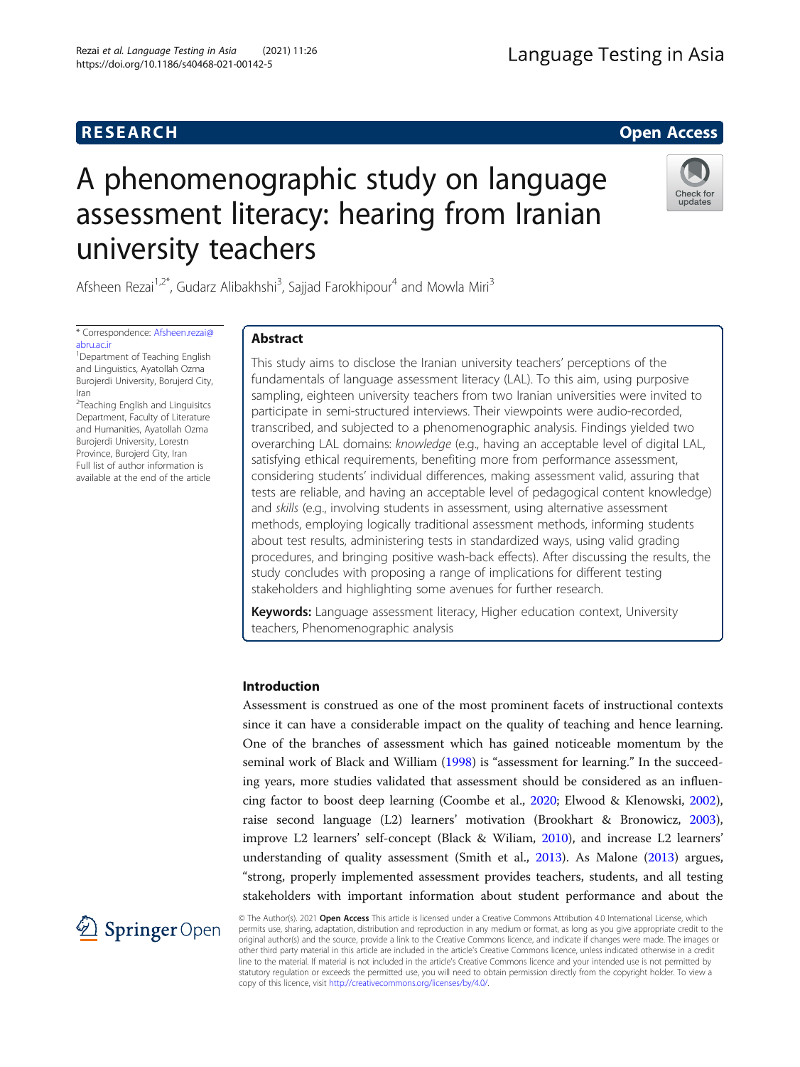**RESEARCH** **Open Access**

# A phenomenographic study on language assessment literacy: hearing from Iranian university teachers

Afsheen Rezai[1,2*], Gudarz Alibakhshi[3], Sajjad Farokhipour[4] and Mowla Miri[3]

\* Correspondence: Afsheen.rezai@abru.ac.ir
[1]Department of Teaching English and Linguistics, Ayatollah Ozma Burojerdi University, Borujerd City, Iran
[2]Teaching English and Linguisitcs Department, Faculty of Literature and Humanities, Ayatollah Ozma Burojerdi University, Lorestn Province, Burojerd City, Iran
Full list of author information is available at the end of the article

## Abstract

This study aims to disclose the Iranian university teachers' perceptions of the fundamentals of language assessment literacy (LAL). To this aim, using purposive sampling, eighteen university teachers from two Iranian universities were invited to participate in semi-structured interviews. Their viewpoints were audio-recorded, transcribed, and subjected to a phenomenographic analysis. Findings yielded two overarching LAL domains: *knowledge* (e.g., having an acceptable level of digital LAL, satisfying ethical requirements, benefiting more from performance assessment, considering students' individual differences, making assessment valid, assuring that tests are reliable, and having an acceptable level of pedagogical content knowledge) and *skills* (e.g., involving students in assessment, using alternative assessment methods, employing logically traditional assessment methods, informing students about test results, administering tests in standardized ways, using valid grading procedures, and bringing positive wash-back effects). After discussing the results, the study concludes with proposing a range of implications for different testing stakeholders and highlighting some avenues for further research.

**Keywords:** Language assessment literacy, Higher education context, University teachers, Phenomenographic analysis

## Introduction

Assessment is construed as one of the most prominent facets of instructional contexts since it can have a considerable impact on the quality of teaching and hence learning. One of the branches of assessment which has gained noticeable momentum by the seminal work of Black and William (1998) is "assessment for learning." In the succeeding years, more studies validated that assessment should be considered as an influencing factor to boost deep learning (Coombe et al., 2020; Elwood & Klenowski, 2002), raise second language (L2) learners' motivation (Brookhart & Bronowicz, 2003), improve L2 learners' self-concept (Black & Wiliam, 2010), and increase L2 learners' understanding of quality assessment (Smith et al., 2013). As Malone (2013) argues, "strong, properly implemented assessment provides teachers, students, and all testing stakeholders with important information about student performance and about the

© The Author(s). 2021 **Open Access** This article is licensed under a Creative Commons Attribution 4.0 International License, which permits use, sharing, adaptation, distribution and reproduction in any medium or format, as long as you give appropriate credit to the original author(s) and the source, provide a link to the Creative Commons licence, and indicate if changes were made. The images or other third party material in this article are included in the article's Creative Commons licence, unless indicated otherwise in a credit line to the material. If material is not included in the article's Creative Commons licence and your intended use is not permitted by statutory regulation or exceeds the permitted use, you will need to obtain permission directly from the copyright holder. To view a copy of this licence, visit http://creativecommons.org/licenses/by/4.0/.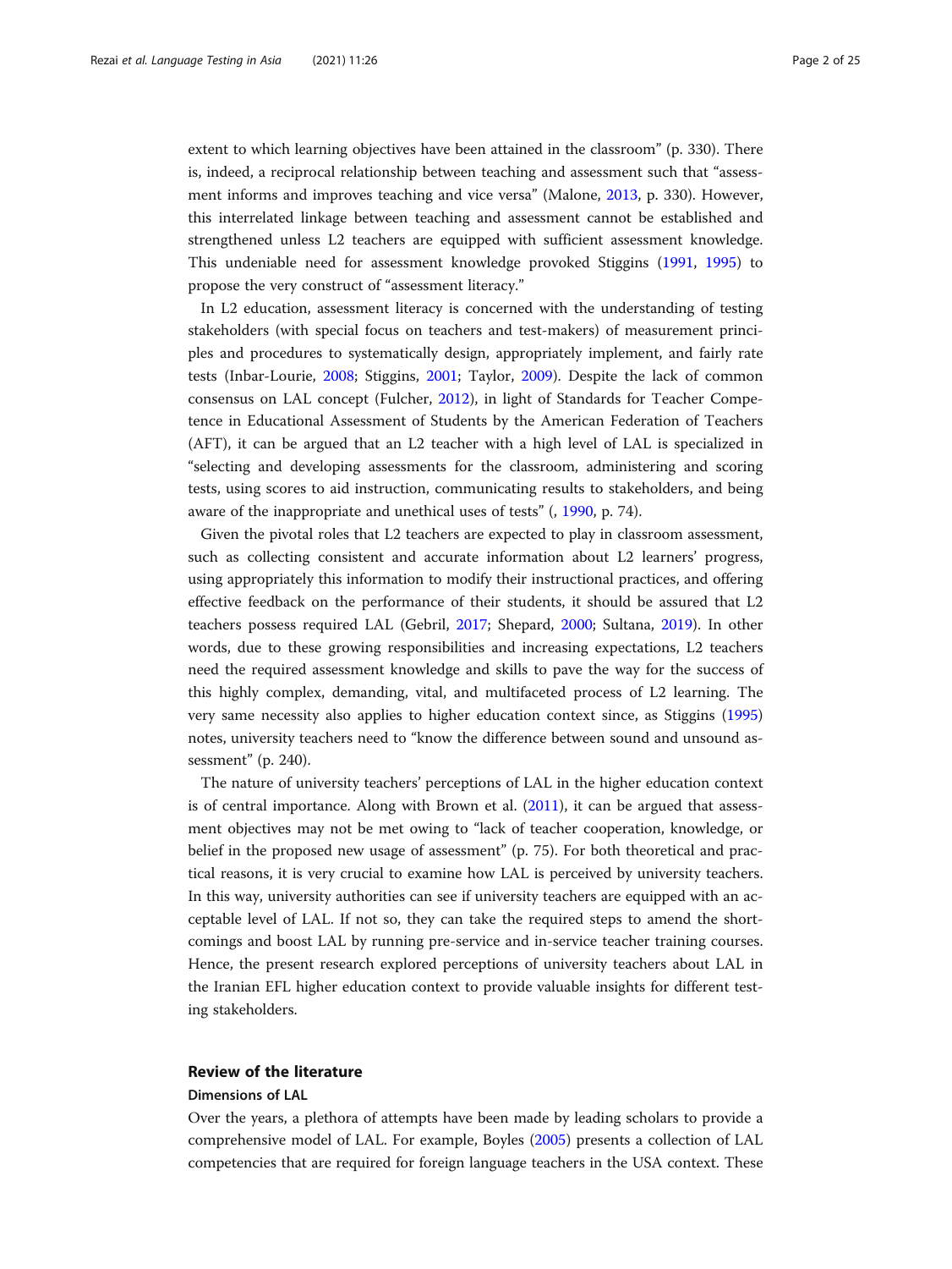extent to which learning objectives have been attained in the classroom" (p. 330). There is, indeed, a reciprocal relationship between teaching and assessment such that "assessment informs and improves teaching and vice versa" (Malone, 2013, p. 330). However, this interrelated linkage between teaching and assessment cannot be established and strengthened unless L2 teachers are equipped with sufficient assessment knowledge. This undeniable need for assessment knowledge provoked Stiggins (1991, 1995) to propose the very construct of "assessment literacy."

In L2 education, assessment literacy is concerned with the understanding of testing stakeholders (with special focus on teachers and test-makers) of measurement principles and procedures to systematically design, appropriately implement, and fairly rate tests (Inbar-Lourie, 2008; Stiggins, 2001; Taylor, 2009). Despite the lack of common consensus on LAL concept (Fulcher, 2012), in light of Standards for Teacher Competence in Educational Assessment of Students by the American Federation of Teachers (AFT), it can be argued that an L2 teacher with a high level of LAL is specialized in "selecting and developing assessments for the classroom, administering and scoring tests, using scores to aid instruction, communicating results to stakeholders, and being aware of the inappropriate and unethical uses of tests" (, 1990, p. 74).

Given the pivotal roles that L2 teachers are expected to play in classroom assessment, such as collecting consistent and accurate information about L2 learners' progress, using appropriately this information to modify their instructional practices, and offering effective feedback on the performance of their students, it should be assured that L2 teachers possess required LAL (Gebril, 2017; Shepard, 2000; Sultana, 2019). In other words, due to these growing responsibilities and increasing expectations, L2 teachers need the required assessment knowledge and skills to pave the way for the success of this highly complex, demanding, vital, and multifaceted process of L2 learning. The very same necessity also applies to higher education context since, as Stiggins (1995) notes, university teachers need to "know the difference between sound and unsound assessment" (p. 240).

The nature of university teachers' perceptions of LAL in the higher education context is of central importance. Along with Brown et al. (2011), it can be argued that assessment objectives may not be met owing to "lack of teacher cooperation, knowledge, or belief in the proposed new usage of assessment" (p. 75). For both theoretical and practical reasons, it is very crucial to examine how LAL is perceived by university teachers. In this way, university authorities can see if university teachers are equipped with an acceptable level of LAL. If not so, they can take the required steps to amend the shortcomings and boost LAL by running pre-service and in-service teacher training courses. Hence, the present research explored perceptions of university teachers about LAL in the Iranian EFL higher education context to provide valuable insights for different testing stakeholders.

## Review of the literature

### Dimensions of LAL

Over the years, a plethora of attempts have been made by leading scholars to provide a comprehensive model of LAL. For example, Boyles (2005) presents a collection of LAL competencies that are required for foreign language teachers in the USA context. These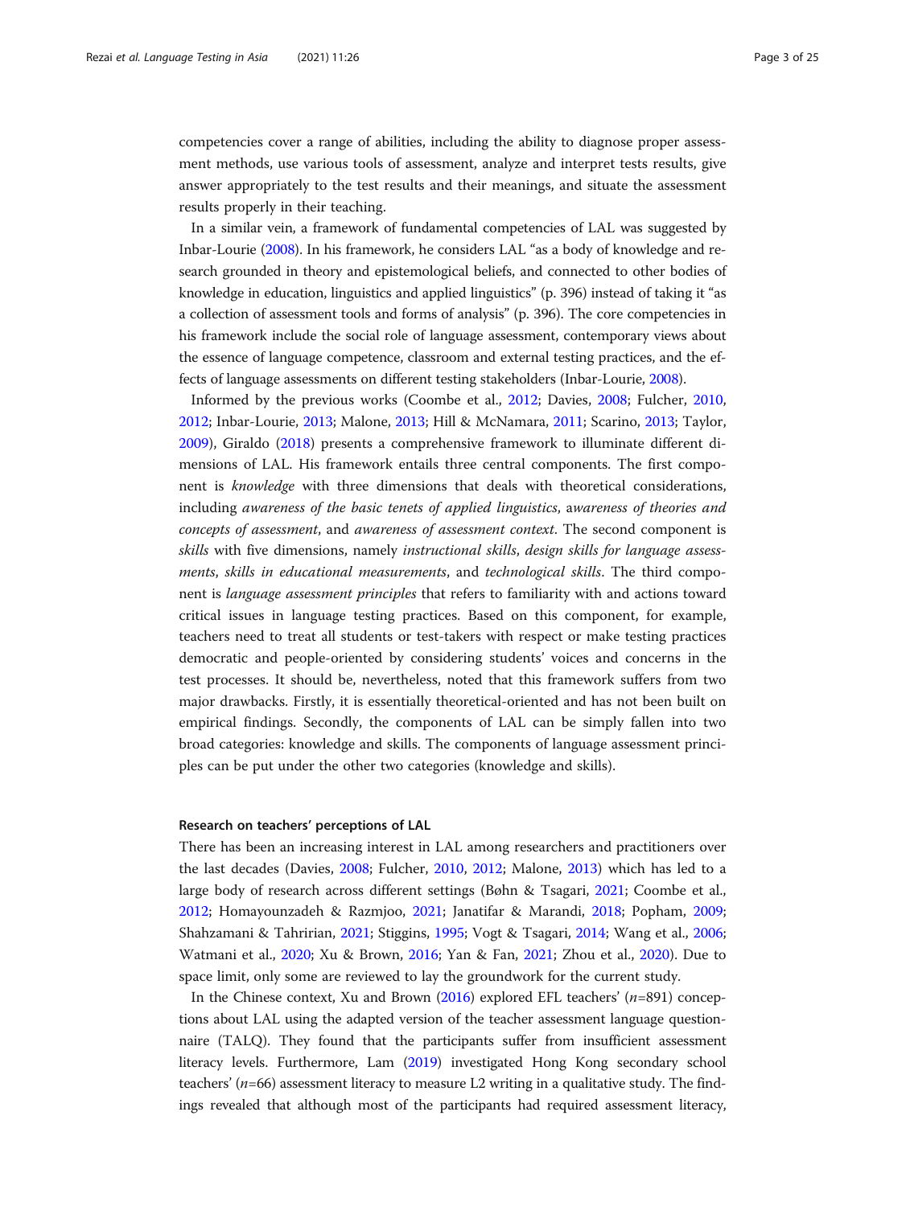competencies cover a range of abilities, including the ability to diagnose proper assessment methods, use various tools of assessment, analyze and interpret tests results, give answer appropriately to the test results and their meanings, and situate the assessment results properly in their teaching.

In a similar vein, a framework of fundamental competencies of LAL was suggested by Inbar-Lourie (2008). In his framework, he considers LAL "as a body of knowledge and research grounded in theory and epistemological beliefs, and connected to other bodies of knowledge in education, linguistics and applied linguistics" (p. 396) instead of taking it "as a collection of assessment tools and forms of analysis" (p. 396). The core competencies in his framework include the social role of language assessment, contemporary views about the essence of language competence, classroom and external testing practices, and the effects of language assessments on different testing stakeholders (Inbar-Lourie, 2008).

Informed by the previous works (Coombe et al., 2012; Davies, 2008; Fulcher, 2010, 2012; Inbar-Lourie, 2013; Malone, 2013; Hill & McNamara, 2011; Scarino, 2013; Taylor, 2009), Giraldo (2018) presents a comprehensive framework to illuminate different dimensions of LAL. His framework entails three central components. The first component is *knowledge* with three dimensions that deals with theoretical considerations, including *awareness of the basic tenets of applied linguistics*, a*wareness of theories and concepts of assessment*, and *awareness of assessment context*. The second component is *skills* with five dimensions, namely *instructional skills*, *design skills for language assessments*, *skills in educational measurements*, and *technological skills*. The third component is *language assessment principles* that refers to familiarity with and actions toward critical issues in language testing practices. Based on this component, for example, teachers need to treat all students or test-takers with respect or make testing practices democratic and people-oriented by considering students' voices and concerns in the test processes. It should be, nevertheless, noted that this framework suffers from two major drawbacks. Firstly, it is essentially theoretical-oriented and has not been built on empirical findings. Secondly, the components of LAL can be simply fallen into two broad categories: knowledge and skills. The components of language assessment principles can be put under the other two categories (knowledge and skills).

### Research on teachers' perceptions of LAL

There has been an increasing interest in LAL among researchers and practitioners over the last decades (Davies, 2008; Fulcher, 2010, 2012; Malone, 2013) which has led to a large body of research across different settings (Bøhn & Tsagari, 2021; Coombe et al., 2012; Homayounzadeh & Razmjoo, 2021; Janatifar & Marandi, 2018; Popham, 2009; Shahzamani & Tahririan, 2021; Stiggins, 1995; Vogt & Tsagari, 2014; Wang et al., 2006; Watmani et al., 2020; Xu & Brown, 2016; Yan & Fan, 2021; Zhou et al., 2020). Due to space limit, only some are reviewed to lay the groundwork for the current study.

In the Chinese context, Xu and Brown (2016) explored EFL teachers' ($n$=891) conceptions about LAL using the adapted version of the teacher assessment language questionnaire (TALQ). They found that the participants suffer from insufficient assessment literacy levels. Furthermore, Lam (2019) investigated Hong Kong secondary school teachers' ($n$=66) assessment literacy to measure L2 writing in a qualitative study. The findings revealed that although most of the participants had required assessment literacy,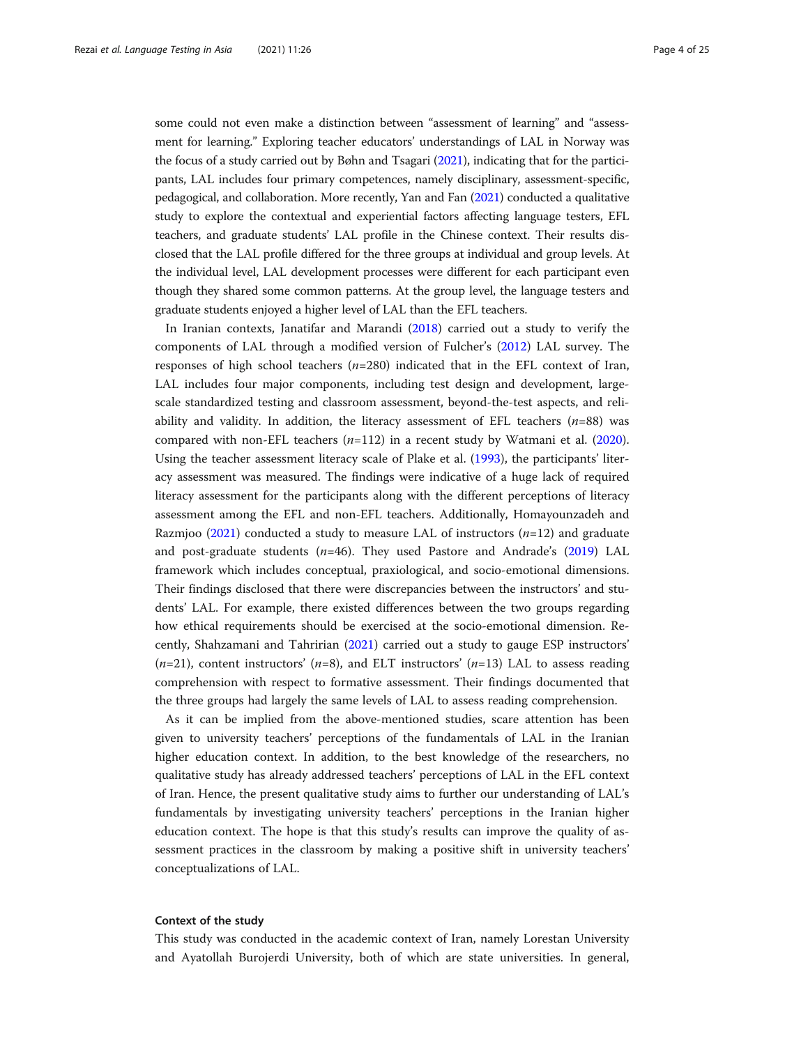some could not even make a distinction between "assessment of learning" and "assessment for learning." Exploring teacher educators' understandings of LAL in Norway was the focus of a study carried out by Bøhn and Tsagari (2021), indicating that for the participants, LAL includes four primary competences, namely disciplinary, assessment-specific, pedagogical, and collaboration. More recently, Yan and Fan (2021) conducted a qualitative study to explore the contextual and experiential factors affecting language testers, EFL teachers, and graduate students' LAL profile in the Chinese context. Their results disclosed that the LAL profile differed for the three groups at individual and group levels. At the individual level, LAL development processes were different for each participant even though they shared some common patterns. At the group level, the language testers and graduate students enjoyed a higher level of LAL than the EFL teachers.

In Iranian contexts, Janatifar and Marandi (2018) carried out a study to verify the components of LAL through a modified version of Fulcher's (2012) LAL survey. The responses of high school teachers (*n*=280) indicated that in the EFL context of Iran, LAL includes four major components, including test design and development, large-scale standardized testing and classroom assessment, beyond-the-test aspects, and reliability and validity. In addition, the literacy assessment of EFL teachers (*n*=88) was compared with non-EFL teachers (*n*=112) in a recent study by Watmani et al. (2020). Using the teacher assessment literacy scale of Plake et al. (1993), the participants' literacy assessment was measured. The findings were indicative of a huge lack of required literacy assessment for the participants along with the different perceptions of literacy assessment among the EFL and non-EFL teachers. Additionally, Homayounzadeh and Razmjoo (2021) conducted a study to measure LAL of instructors (*n*=12) and graduate and post-graduate students (*n*=46). They used Pastore and Andrade's (2019) LAL framework which includes conceptual, praxiological, and socio-emotional dimensions. Their findings disclosed that there were discrepancies between the instructors' and students' LAL. For example, there existed differences between the two groups regarding how ethical requirements should be exercised at the socio-emotional dimension. Recently, Shahzamani and Tahririan (2021) carried out a study to gauge ESP instructors' (*n*=21), content instructors' (*n*=8), and ELT instructors' (*n*=13) LAL to assess reading comprehension with respect to formative assessment. Their findings documented that the three groups had largely the same levels of LAL to assess reading comprehension.

As it can be implied from the above-mentioned studies, scare attention has been given to university teachers' perceptions of the fundamentals of LAL in the Iranian higher education context. In addition, to the best knowledge of the researchers, no qualitative study has already addressed teachers' perceptions of LAL in the EFL context of Iran. Hence, the present qualitative study aims to further our understanding of LAL's fundamentals by investigating university teachers' perceptions in the Iranian higher education context. The hope is that this study's results can improve the quality of assessment practices in the classroom by making a positive shift in university teachers' conceptualizations of LAL.

## Context of the study

This study was conducted in the academic context of Iran, namely Lorestan University and Ayatollah Burojerdi University, both of which are state universities. In general,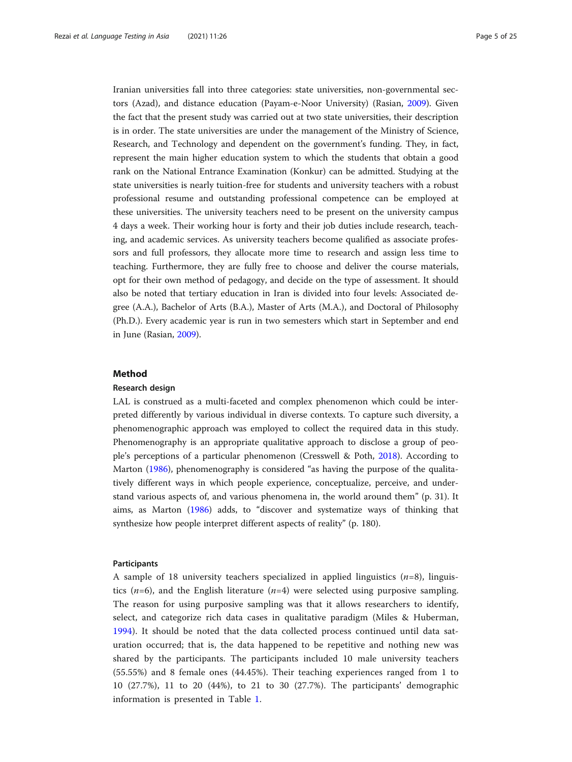Iranian universities fall into three categories: state universities, non-governmental sectors (Azad), and distance education (Payam-e-Noor University) (Rasian, 2009). Given the fact that the present study was carried out at two state universities, their description is in order. The state universities are under the management of the Ministry of Science, Research, and Technology and dependent on the government's funding. They, in fact, represent the main higher education system to which the students that obtain a good rank on the National Entrance Examination (Konkur) can be admitted. Studying at the state universities is nearly tuition-free for students and university teachers with a robust professional resume and outstanding professional competence can be employed at these universities. The university teachers need to be present on the university campus 4 days a week. Their working hour is forty and their job duties include research, teaching, and academic services. As university teachers become qualified as associate professors and full professors, they allocate more time to research and assign less time to teaching. Furthermore, they are fully free to choose and deliver the course materials, opt for their own method of pedagogy, and decide on the type of assessment. It should also be noted that tertiary education in Iran is divided into four levels: Associated degree (A.A.), Bachelor of Arts (B.A.), Master of Arts (M.A.), and Doctoral of Philosophy (Ph.D.). Every academic year is run in two semesters which start in September and end in June (Rasian, 2009).

## Method

### Research design

LAL is construed as a multi-faceted and complex phenomenon which could be interpreted differently by various individual in diverse contexts. To capture such diversity, a phenomenographic approach was employed to collect the required data in this study. Phenomenography is an appropriate qualitative approach to disclose a group of people's perceptions of a particular phenomenon (Cresswell & Poth, 2018). According to Marton (1986), phenomenography is considered "as having the purpose of the qualitatively different ways in which people experience, conceptualize, perceive, and understand various aspects of, and various phenomena in, the world around them" (p. 31). It aims, as Marton (1986) adds, to "discover and systematize ways of thinking that synthesize how people interpret different aspects of reality" (p. 180).

### Participants

A sample of 18 university teachers specialized in applied linguistics (*n*=8), linguistics (*n*=6), and the English literature (*n*=4) were selected using purposive sampling. The reason for using purposive sampling was that it allows researchers to identify, select, and categorize rich data cases in qualitative paradigm (Miles & Huberman, 1994). It should be noted that the data collected process continued until data saturation occurred; that is, the data happened to be repetitive and nothing new was shared by the participants. The participants included 10 male university teachers (55.55%) and 8 female ones (44.45%). Their teaching experiences ranged from 1 to 10 (27.7%), 11 to 20 (44%), to 21 to 30 (27.7%). The participants' demographic information is presented in Table 1.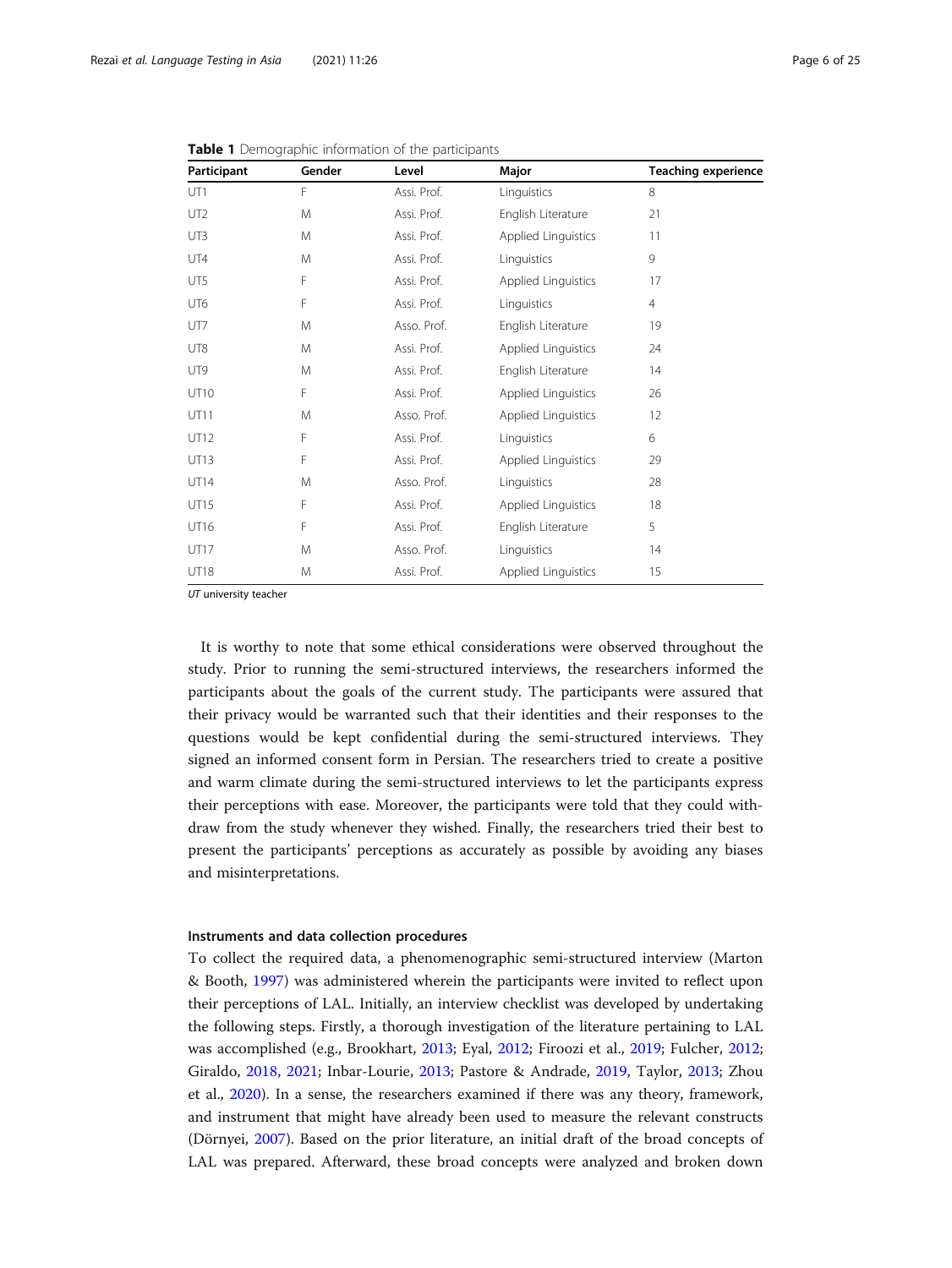**Table 1** Demographic information of the participants

| Participant | Gender | Level | Major | Teaching experience |
|---|---|---|---|---|
| UT1 | F | Assi. Prof. | Linguistics | 8 |
| UT2 | M | Assi. Prof. | English Literature | 21 |
| UT3 | M | Assi. Prof. | Applied Linguistics | 11 |
| UT4 | M | Assi. Prof. | Linguistics | 9 |
| UT5 | F | Assi. Prof. | Applied Linguistics | 17 |
| UT6 | F | Assi. Prof. | Linguistics | 4 |
| UT7 | M | Asso. Prof. | English Literature | 19 |
| UT8 | M | Assi. Prof. | Applied Linguistics | 24 |
| UT9 | M | Assi. Prof. | English Literature | 14 |
| UT10 | F | Assi. Prof. | Applied Linguistics | 26 |
| UT11 | M | Asso. Prof. | Applied Linguistics | 12 |
| UT12 | F | Assi. Prof. | Linguistics | 6 |
| UT13 | F | Assi. Prof. | Applied Linguistics | 29 |
| UT14 | M | Asso. Prof. | Linguistics | 28 |
| UT15 | F | Assi. Prof. | Applied Linguistics | 18 |
| UT16 | F | Assi. Prof. | English Literature | 5 |
| UT17 | M | Asso. Prof. | Linguistics | 14 |
| UT18 | M | Assi. Prof. | Applied Linguistics | 15 |

*UT* university teacher

It is worthy to note that some ethical considerations were observed throughout the study. Prior to running the semi-structured interviews, the researchers informed the participants about the goals of the current study. The participants were assured that their privacy would be warranted such that their identities and their responses to the questions would be kept confidential during the semi-structured interviews. They signed an informed consent form in Persian. The researchers tried to create a positive and warm climate during the semi-structured interviews to let the participants express their perceptions with ease. Moreover, the participants were told that they could withdraw from the study whenever they wished. Finally, the researchers tried their best to present the participants' perceptions as accurately as possible by avoiding any biases and misinterpretations.

#### Instruments and data collection procedures

To collect the required data, a phenomenographic semi-structured interview (Marton & Booth, 1997) was administered wherein the participants were invited to reflect upon their perceptions of LAL. Initially, an interview checklist was developed by undertaking the following steps. Firstly, a thorough investigation of the literature pertaining to LAL was accomplished (e.g., Brookhart, 2013; Eyal, 2012; Firoozi et al., 2019; Fulcher, 2012; Giraldo, 2018, 2021; Inbar-Lourie, 2013; Pastore & Andrade, 2019, Taylor, 2013; Zhou et al., 2020). In a sense, the researchers examined if there was any theory, framework, and instrument that might have already been used to measure the relevant constructs (Dörnyei, 2007). Based on the prior literature, an initial draft of the broad concepts of LAL was prepared. Afterward, these broad concepts were analyzed and broken down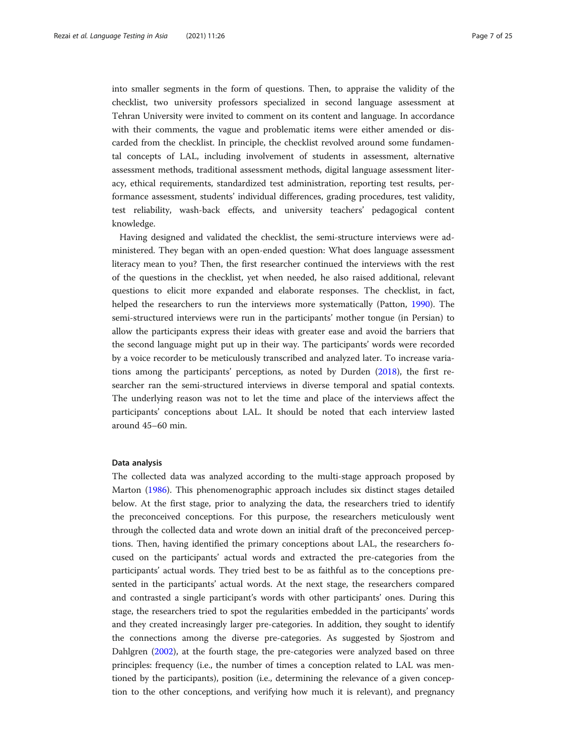into smaller segments in the form of questions. Then, to appraise the validity of the checklist, two university professors specialized in second language assessment at Tehran University were invited to comment on its content and language. In accordance with their comments, the vague and problematic items were either amended or discarded from the checklist. In principle, the checklist revolved around some fundamental concepts of LAL, including involvement of students in assessment, alternative assessment methods, traditional assessment methods, digital language assessment literacy, ethical requirements, standardized test administration, reporting test results, performance assessment, students' individual differences, grading procedures, test validity, test reliability, wash-back effects, and university teachers' pedagogical content knowledge.

Having designed and validated the checklist, the semi-structure interviews were administered. They began with an open-ended question: What does language assessment literacy mean to you? Then, the first researcher continued the interviews with the rest of the questions in the checklist, yet when needed, he also raised additional, relevant questions to elicit more expanded and elaborate responses. The checklist, in fact, helped the researchers to run the interviews more systematically (Patton, 1990). The semi-structured interviews were run in the participants' mother tongue (in Persian) to allow the participants express their ideas with greater ease and avoid the barriers that the second language might put up in their way. The participants' words were recorded by a voice recorder to be meticulously transcribed and analyzed later. To increase variations among the participants' perceptions, as noted by Durden (2018), the first researcher ran the semi-structured interviews in diverse temporal and spatial contexts. The underlying reason was not to let the time and place of the interviews affect the participants' conceptions about LAL. It should be noted that each interview lasted around 45–60 min.

#### Data analysis

The collected data was analyzed according to the multi-stage approach proposed by Marton (1986). This phenomenographic approach includes six distinct stages detailed below. At the first stage, prior to analyzing the data, the researchers tried to identify the preconceived conceptions. For this purpose, the researchers meticulously went through the collected data and wrote down an initial draft of the preconceived perceptions. Then, having identified the primary conceptions about LAL, the researchers focused on the participants' actual words and extracted the pre-categories from the participants' actual words. They tried best to be as faithful as to the conceptions presented in the participants' actual words. At the next stage, the researchers compared and contrasted a single participant's words with other participants' ones. During this stage, the researchers tried to spot the regularities embedded in the participants' words and they created increasingly larger pre-categories. In addition, they sought to identify the connections among the diverse pre-categories. As suggested by Sjostrom and Dahlgren (2002), at the fourth stage, the pre-categories were analyzed based on three principles: frequency (i.e., the number of times a conception related to LAL was mentioned by the participants), position (i.e., determining the relevance of a given conception to the other conceptions, and verifying how much it is relevant), and pregnancy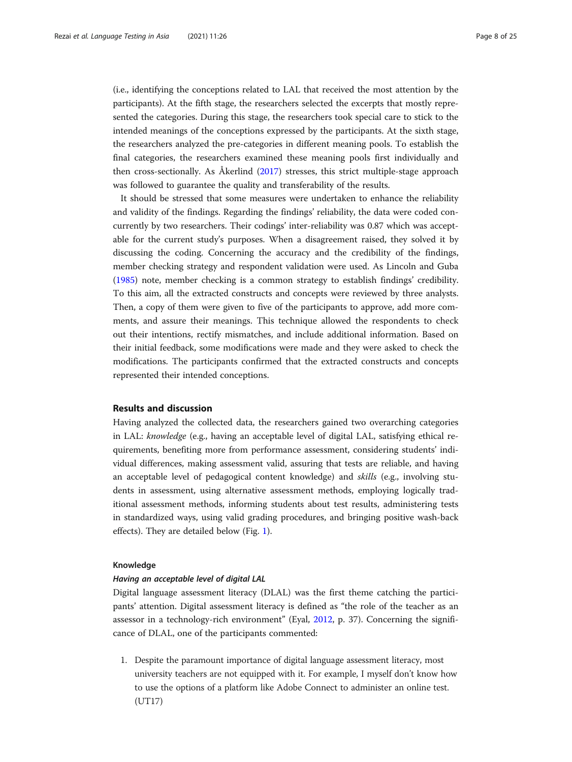(i.e., identifying the conceptions related to LAL that received the most attention by the participants). At the fifth stage, the researchers selected the excerpts that mostly represented the categories. During this stage, the researchers took special care to stick to the intended meanings of the conceptions expressed by the participants. At the sixth stage, the researchers analyzed the pre-categories in different meaning pools. To establish the final categories, the researchers examined these meaning pools first individually and then cross-sectionally. As Åkerlind (2017) stresses, this strict multiple-stage approach was followed to guarantee the quality and transferability of the results.

It should be stressed that some measures were undertaken to enhance the reliability and validity of the findings. Regarding the findings' reliability, the data were coded concurrently by two researchers. Their codings' inter-reliability was 0.87 which was acceptable for the current study's purposes. When a disagreement raised, they solved it by discussing the coding. Concerning the accuracy and the credibility of the findings, member checking strategy and respondent validation were used. As Lincoln and Guba (1985) note, member checking is a common strategy to establish findings' credibility. To this aim, all the extracted constructs and concepts were reviewed by three analysts. Then, a copy of them were given to five of the participants to approve, add more comments, and assure their meanings. This technique allowed the respondents to check out their intentions, rectify mismatches, and include additional information. Based on their initial feedback, some modifications were made and they were asked to check the modifications. The participants confirmed that the extracted constructs and concepts represented their intended conceptions.

## Results and discussion

Having analyzed the collected data, the researchers gained two overarching categories in LAL: *knowledge* (e.g., having an acceptable level of digital LAL, satisfying ethical requirements, benefiting more from performance assessment, considering students' individual differences, making assessment valid, assuring that tests are reliable, and having an acceptable level of pedagogical content knowledge) and *skills* (e.g., involving students in assessment, using alternative assessment methods, employing logically traditional assessment methods, informing students about test results, administering tests in standardized ways, using valid grading procedures, and bringing positive wash-back effects). They are detailed below (Fig. 1).

### Knowledge

#### *Having an acceptable level of digital LAL*

Digital language assessment literacy (DLAL) was the first theme catching the participants' attention. Digital assessment literacy is defined as "the role of the teacher as an assessor in a technology-rich environment" (Eyal, 2012, p. 37). Concerning the significance of DLAL, one of the participants commented:

1. Despite the paramount importance of digital language assessment literacy, most university teachers are not equipped with it. For example, I myself don't know how to use the options of a platform like Adobe Connect to administer an online test. (UT17)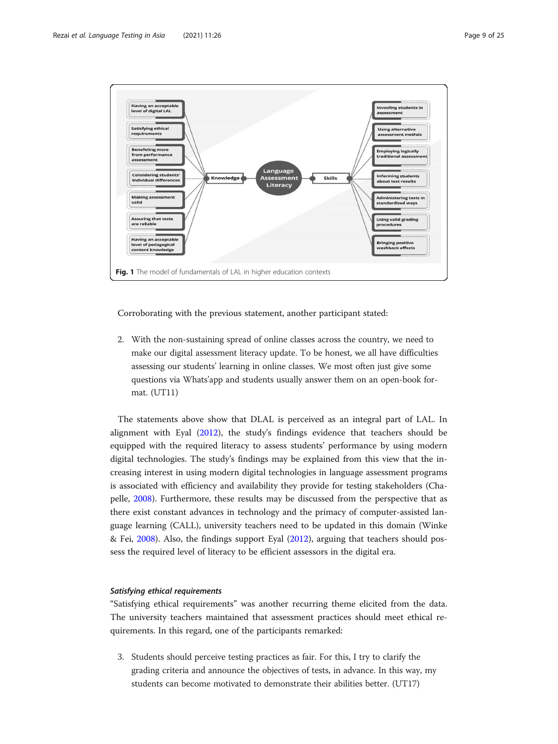Having an acceptable level of digital LAL

Satisfying ethical requirements

Benefeting more from performance assessment

Considering students' individual differences

Making assessment valid

Assuring that tests are reliable

Having an acceptable level of pedagogical content knowledge

Knowledge

Language Assessment Literacy

Skills

Invovling students in assessment

Using alternative assessment methds

Employing logically traditional assessment

Informing students about test results

Administering tests in standordized ways

Using valid grading procedures

Bringing positive washback effects

**Fig. 1** The model of fundamentals of LAL in higher education contexts

Corroborating with the previous statement, another participant stated:

2. With the non-sustaining spread of online classes across the country, we need to make our digital assessment literacy update. To be honest, we all have difficulties assessing our students' learning in online classes. We most often just give some questions via Whats'app and students usually answer them on an open-book format. (UT11)

The statements above show that DLAL is perceived as an integral part of LAL. In alignment with Eyal (2012), the study's findings evidence that teachers should be equipped with the required literacy to assess students' performance by using modern digital technologies. The study's findings may be explained from this view that the increasing interest in using modern digital technologies in language assessment programs is associated with efficiency and availability they provide for testing stakeholders (Chapelle, 2008). Furthermore, these results may be discussed from the perspective that as there exist constant advances in technology and the primacy of computer-assisted language learning (CALL), university teachers need to be updated in this domain (Winke & Fei, 2008). Also, the findings support Eyal (2012), arguing that teachers should possess the required level of literacy to be efficient assessors in the digital era.

#### *Satisfying ethical requirements*

"Satisfying ethical requirements" was another recurring theme elicited from the data. The university teachers maintained that assessment practices should meet ethical requirements. In this regard, one of the participants remarked:

3. Students should perceive testing practices as fair. For this, I try to clarify the grading criteria and announce the objectives of tests, in advance. In this way, my students can become motivated to demonstrate their abilities better. (UT17)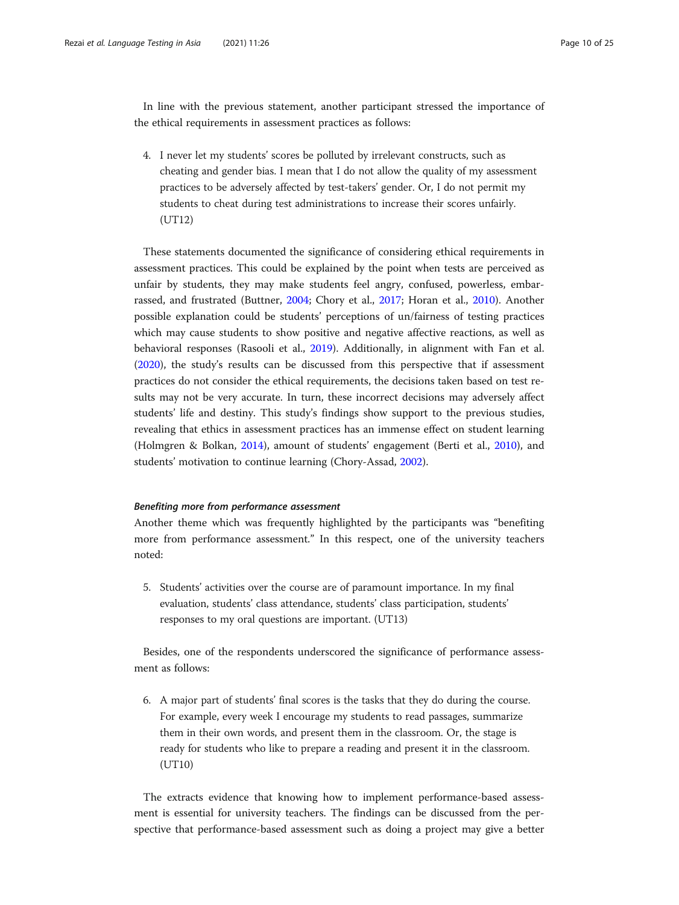In line with the previous statement, another participant stressed the importance of the ethical requirements in assessment practices as follows:

4. I never let my students' scores be polluted by irrelevant constructs, such as cheating and gender bias. I mean that I do not allow the quality of my assessment practices to be adversely affected by test-takers' gender. Or, I do not permit my students to cheat during test administrations to increase their scores unfairly. (UT12)

These statements documented the significance of considering ethical requirements in assessment practices. This could be explained by the point when tests are perceived as unfair by students, they may make students feel angry, confused, powerless, embarrassed, and frustrated (Buttner, 2004; Chory et al., 2017; Horan et al., 2010). Another possible explanation could be students' perceptions of un/fairness of testing practices which may cause students to show positive and negative affective reactions, as well as behavioral responses (Rasooli et al., 2019). Additionally, in alignment with Fan et al. (2020), the study's results can be discussed from this perspective that if assessment practices do not consider the ethical requirements, the decisions taken based on test results may not be very accurate. In turn, these incorrect decisions may adversely affect students' life and destiny. This study's findings show support to the previous studies, revealing that ethics in assessment practices has an immense effect on student learning (Holmgren & Bolkan, 2014), amount of students' engagement (Berti et al., 2010), and students' motivation to continue learning (Chory-Assad, 2002).

#### *Benefiting more from performance assessment*

Another theme which was frequently highlighted by the participants was "benefiting more from performance assessment." In this respect, one of the university teachers noted:

5. Students' activities over the course are of paramount importance. In my final evaluation, students' class attendance, students' class participation, students' responses to my oral questions are important. (UT13)

Besides, one of the respondents underscored the significance of performance assessment as follows:

6. A major part of students' final scores is the tasks that they do during the course. For example, every week I encourage my students to read passages, summarize them in their own words, and present them in the classroom. Or, the stage is ready for students who like to prepare a reading and present it in the classroom. (UT10)

The extracts evidence that knowing how to implement performance-based assessment is essential for university teachers. The findings can be discussed from the perspective that performance-based assessment such as doing a project may give a better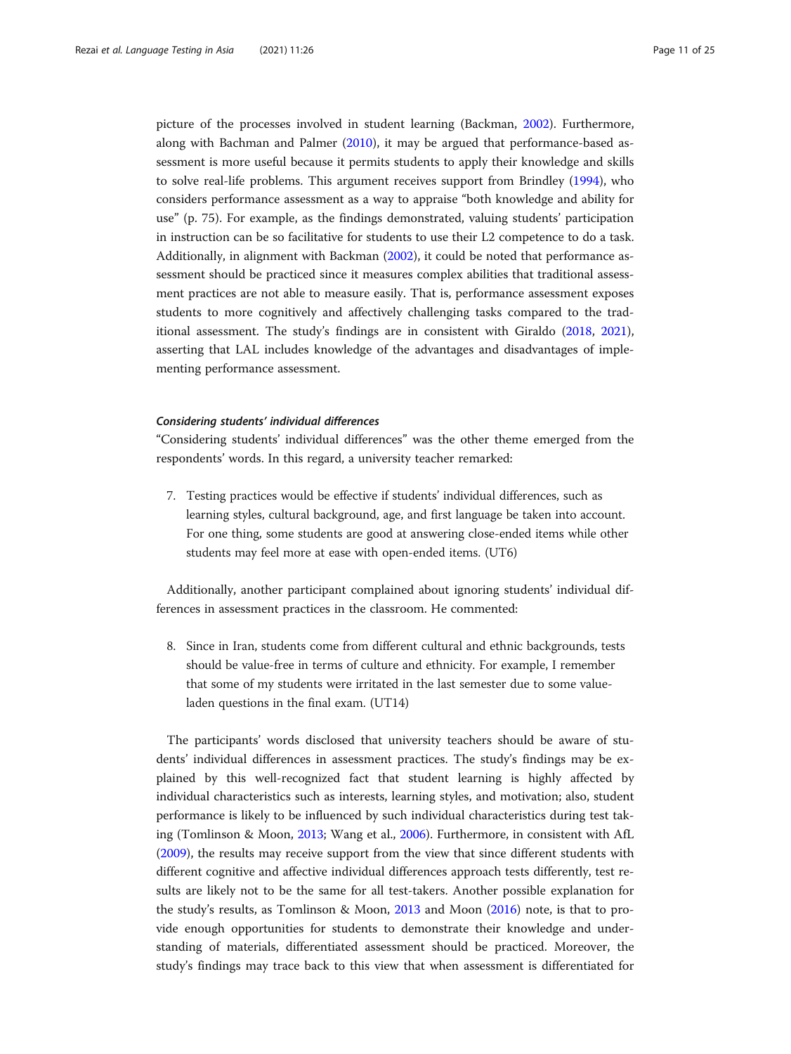picture of the processes involved in student learning (Backman, 2002). Furthermore, along with Bachman and Palmer (2010), it may be argued that performance-based assessment is more useful because it permits students to apply their knowledge and skills to solve real-life problems. This argument receives support from Brindley (1994), who considers performance assessment as a way to appraise "both knowledge and ability for use" (p. 75). For example, as the findings demonstrated, valuing students' participation in instruction can be so facilitative for students to use their L2 competence to do a task. Additionally, in alignment with Backman (2002), it could be noted that performance assessment should be practiced since it measures complex abilities that traditional assessment practices are not able to measure easily. That is, performance assessment exposes students to more cognitively and affectively challenging tasks compared to the traditional assessment. The study's findings are in consistent with Giraldo (2018, 2021), asserting that LAL includes knowledge of the advantages and disadvantages of implementing performance assessment.

#### *Considering students' individual differences*

"Considering students' individual differences" was the other theme emerged from the respondents' words. In this regard, a university teacher remarked:

7. Testing practices would be effective if students' individual differences, such as learning styles, cultural background, age, and first language be taken into account. For one thing, some students are good at answering close-ended items while other students may feel more at ease with open-ended items. (UT6)

Additionally, another participant complained about ignoring students' individual differences in assessment practices in the classroom. He commented:

8. Since in Iran, students come from different cultural and ethnic backgrounds, tests should be value-free in terms of culture and ethnicity. For example, I remember that some of my students were irritated in the last semester due to some value-laden questions in the final exam. (UT14)

The participants' words disclosed that university teachers should be aware of students' individual differences in assessment practices. The study's findings may be explained by this well-recognized fact that student learning is highly affected by individual characteristics such as interests, learning styles, and motivation; also, student performance is likely to be influenced by such individual characteristics during test taking (Tomlinson & Moon, 2013; Wang et al., 2006). Furthermore, in consistent with AfL (2009), the results may receive support from the view that since different students with different cognitive and affective individual differences approach tests differently, test results are likely not to be the same for all test-takers. Another possible explanation for the study's results, as Tomlinson & Moon, 2013 and Moon (2016) note, is that to provide enough opportunities for students to demonstrate their knowledge and understanding of materials, differentiated assessment should be practiced. Moreover, the study's findings may trace back to this view that when assessment is differentiated for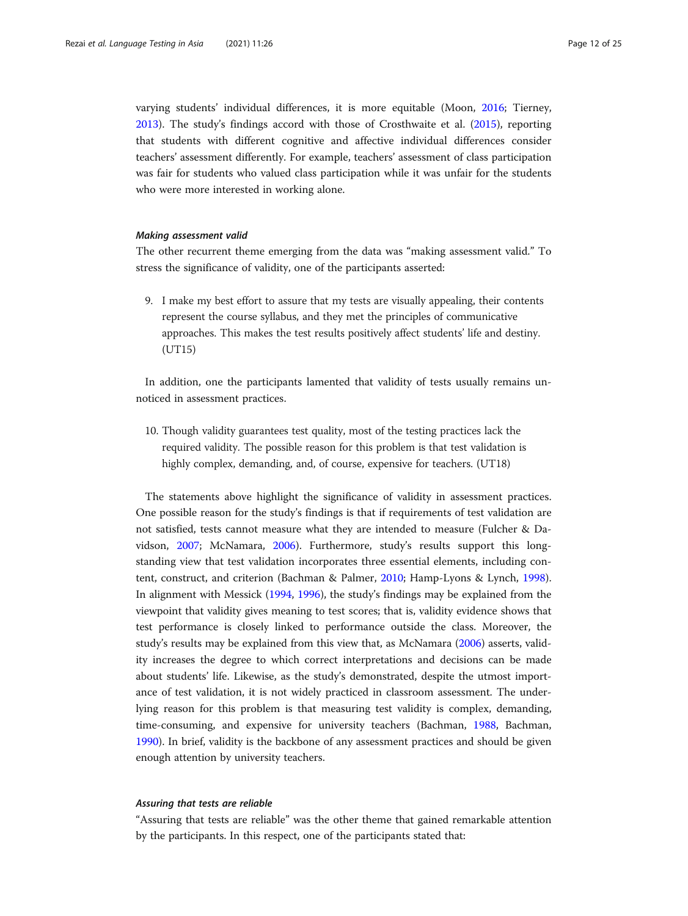varying students' individual differences, it is more equitable (Moon, 2016; Tierney, 2013). The study's findings accord with those of Crosthwaite et al. (2015), reporting that students with different cognitive and affective individual differences consider teachers' assessment differently. For example, teachers' assessment of class participation was fair for students who valued class participation while it was unfair for the students who were more interested in working alone.

#### *Making assessment valid*

The other recurrent theme emerging from the data was "making assessment valid." To stress the significance of validity, one of the participants asserted:

9. I make my best effort to assure that my tests are visually appealing, their contents represent the course syllabus, and they met the principles of communicative approaches. This makes the test results positively affect students' life and destiny. (UT15)

In addition, one the participants lamented that validity of tests usually remains unnoticed in assessment practices.

10. Though validity guarantees test quality, most of the testing practices lack the required validity. The possible reason for this problem is that test validation is highly complex, demanding, and, of course, expensive for teachers. (UT18)

The statements above highlight the significance of validity in assessment practices. One possible reason for the study's findings is that if requirements of test validation are not satisfied, tests cannot measure what they are intended to measure (Fulcher & Davidson, 2007; McNamara, 2006). Furthermore, study's results support this longstanding view that test validation incorporates three essential elements, including content, construct, and criterion (Bachman & Palmer, 2010; Hamp-Lyons & Lynch, 1998). In alignment with Messick (1994, 1996), the study's findings may be explained from the viewpoint that validity gives meaning to test scores; that is, validity evidence shows that test performance is closely linked to performance outside the class. Moreover, the study's results may be explained from this view that, as McNamara (2006) asserts, validity increases the degree to which correct interpretations and decisions can be made about students' life. Likewise, as the study's demonstrated, despite the utmost importance of test validation, it is not widely practiced in classroom assessment. The underlying reason for this problem is that measuring test validity is complex, demanding, time-consuming, and expensive for university teachers (Bachman, 1988, Bachman, 1990). In brief, validity is the backbone of any assessment practices and should be given enough attention by university teachers.

#### *Assuring that tests are reliable*

"Assuring that tests are reliable" was the other theme that gained remarkable attention by the participants. In this respect, one of the participants stated that: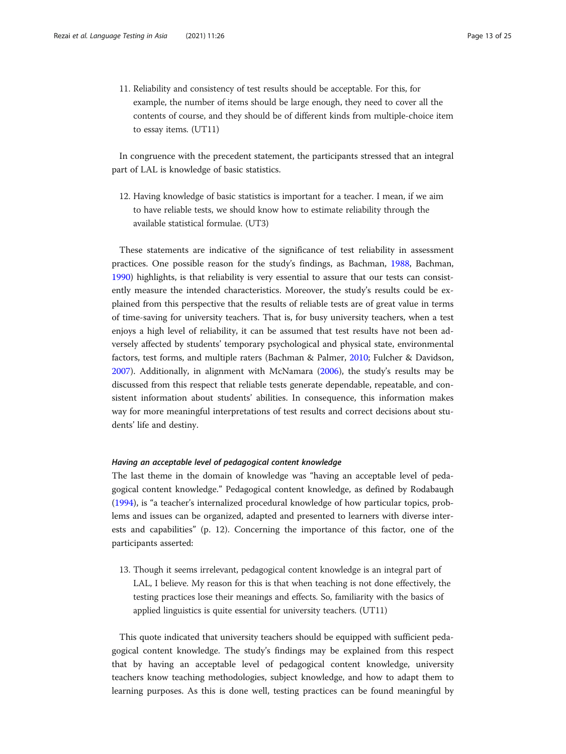11. Reliability and consistency of test results should be acceptable. For this, for example, the number of items should be large enough, they need to cover all the contents of course, and they should be of different kinds from multiple-choice item to essay items. (UT11)

In congruence with the precedent statement, the participants stressed that an integral part of LAL is knowledge of basic statistics.

12. Having knowledge of basic statistics is important for a teacher. I mean, if we aim to have reliable tests, we should know how to estimate reliability through the available statistical formulae. (UT3)

These statements are indicative of the significance of test reliability in assessment practices. One possible reason for the study's findings, as Bachman, 1988, Bachman, 1990) highlights, is that reliability is very essential to assure that our tests can consistently measure the intended characteristics. Moreover, the study's results could be explained from this perspective that the results of reliable tests are of great value in terms of time-saving for university teachers. That is, for busy university teachers, when a test enjoys a high level of reliability, it can be assumed that test results have not been adversely affected by students' temporary psychological and physical state, environmental factors, test forms, and multiple raters (Bachman & Palmer, 2010; Fulcher & Davidson, 2007). Additionally, in alignment with McNamara (2006), the study's results may be discussed from this respect that reliable tests generate dependable, repeatable, and consistent information about students' abilities. In consequence, this information makes way for more meaningful interpretations of test results and correct decisions about students' life and destiny.

#### *Having an acceptable level of pedagogical content knowledge*

The last theme in the domain of knowledge was "having an acceptable level of pedagogical content knowledge." Pedagogical content knowledge, as defined by Rodabaugh (1994), is "a teacher's internalized procedural knowledge of how particular topics, problems and issues can be organized, adapted and presented to learners with diverse interests and capabilities" (p. 12). Concerning the importance of this factor, one of the participants asserted:

13. Though it seems irrelevant, pedagogical content knowledge is an integral part of LAL, I believe. My reason for this is that when teaching is not done effectively, the testing practices lose their meanings and effects. So, familiarity with the basics of applied linguistics is quite essential for university teachers. (UT11)

This quote indicated that university teachers should be equipped with sufficient pedagogical content knowledge. The study's findings may be explained from this respect that by having an acceptable level of pedagogical content knowledge, university teachers know teaching methodologies, subject knowledge, and how to adapt them to learning purposes. As this is done well, testing practices can be found meaningful by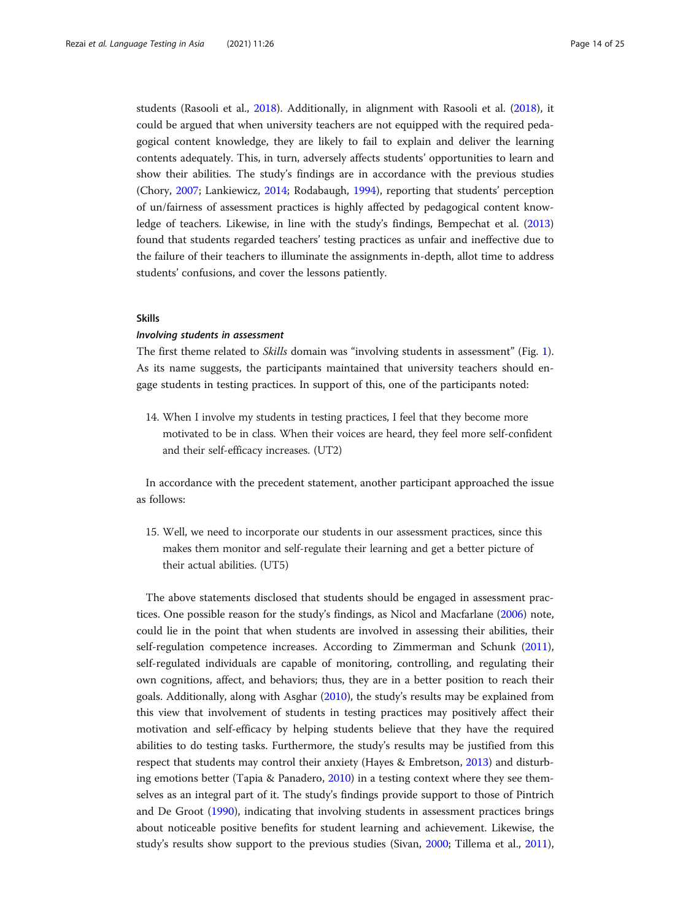students (Rasooli et al., 2018). Additionally, in alignment with Rasooli et al. (2018), it could be argued that when university teachers are not equipped with the required pedagogical content knowledge, they are likely to fail to explain and deliver the learning contents adequately. This, in turn, adversely affects students' opportunities to learn and show their abilities. The study's findings are in accordance with the previous studies (Chory, 2007; Lankiewicz, 2014; Rodabaugh, 1994), reporting that students' perception of un/fairness of assessment practices is highly affected by pedagogical content knowledge of teachers. Likewise, in line with the study's findings, Bempechat et al. (2013) found that students regarded teachers' testing practices as unfair and ineffective due to the failure of their teachers to illuminate the assignments in-depth, allot time to address students' confusions, and cover the lessons patiently.

### Skills

#### *Involving students in assessment*

The first theme related to *Skills* domain was "involving students in assessment" (Fig. 1). As its name suggests, the participants maintained that university teachers should engage students in testing practices. In support of this, one of the participants noted:

> 14. When I involve my students in testing practices, I feel that they become more motivated to be in class. When their voices are heard, they feel more self-confident and their self-efficacy increases. (UT2)

In accordance with the precedent statement, another participant approached the issue as follows:

> 15. Well, we need to incorporate our students in our assessment practices, since this makes them monitor and self-regulate their learning and get a better picture of their actual abilities. (UT5)

The above statements disclosed that students should be engaged in assessment practices. One possible reason for the study's findings, as Nicol and Macfarlane (2006) note, could lie in the point that when students are involved in assessing their abilities, their self-regulation competence increases. According to Zimmerman and Schunk (2011), self-regulated individuals are capable of monitoring, controlling, and regulating their own cognitions, affect, and behaviors; thus, they are in a better position to reach their goals. Additionally, along with Asghar (2010), the study's results may be explained from this view that involvement of students in testing practices may positively affect their motivation and self-efficacy by helping students believe that they have the required abilities to do testing tasks. Furthermore, the study's results may be justified from this respect that students may control their anxiety (Hayes & Embretson, 2013) and disturbing emotions better (Tapia & Panadero, 2010) in a testing context where they see themselves as an integral part of it. The study's findings provide support to those of Pintrich and De Groot (1990), indicating that involving students in assessment practices brings about noticeable positive benefits for student learning and achievement. Likewise, the study's results show support to the previous studies (Sivan, 2000; Tillema et al., 2011),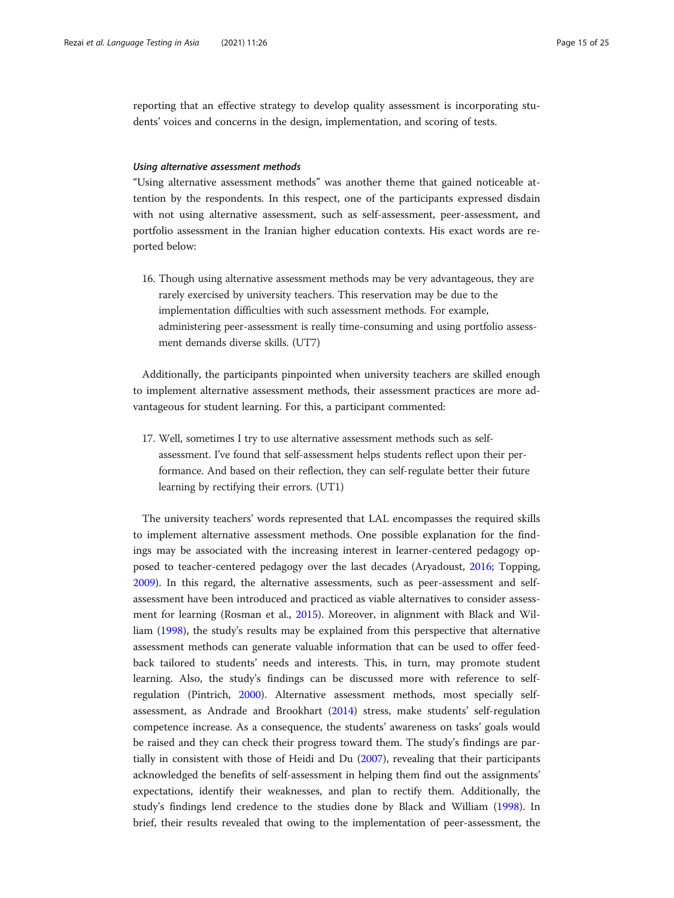reporting that an effective strategy to develop quality assessment is incorporating students' voices and concerns in the design, implementation, and scoring of tests.

#### *Using alternative assessment methods*

"Using alternative assessment methods" was another theme that gained noticeable attention by the respondents. In this respect, one of the participants expressed disdain with not using alternative assessment, such as self-assessment, peer-assessment, and portfolio assessment in the Iranian higher education contexts. His exact words are reported below:

16. Though using alternative assessment methods may be very advantageous, they are rarely exercised by university teachers. This reservation may be due to the implementation difficulties with such assessment methods. For example, administering peer-assessment is really time-consuming and using portfolio assessment demands diverse skills. (UT7)

Additionally, the participants pinpointed when university teachers are skilled enough to implement alternative assessment methods, their assessment practices are more advantageous for student learning. For this, a participant commented:

17. Well, sometimes I try to use alternative assessment methods such as self-assessment. I've found that self-assessment helps students reflect upon their performance. And based on their reflection, they can self-regulate better their future learning by rectifying their errors. (UT1)

The university teachers' words represented that LAL encompasses the required skills to implement alternative assessment methods. One possible explanation for the findings may be associated with the increasing interest in learner-centered pedagogy opposed to teacher-centered pedagogy over the last decades (Aryadoust, 2016; Topping, 2009). In this regard, the alternative assessments, such as peer-assessment and self-assessment have been introduced and practiced as viable alternatives to consider assessment for learning (Rosman et al., 2015). Moreover, in alignment with Black and Wiliam (1998), the study's results may be explained from this perspective that alternative assessment methods can generate valuable information that can be used to offer feedback tailored to students' needs and interests. This, in turn, may promote student learning. Also, the study's findings can be discussed more with reference to self-regulation (Pintrich, 2000). Alternative assessment methods, most specially self-assessment, as Andrade and Brookhart (2014) stress, make students' self-regulation competence increase. As a consequence, the students' awareness on tasks' goals would be raised and they can check their progress toward them. The study's findings are partially in consistent with those of Heidi and Du (2007), revealing that their participants acknowledged the benefits of self-assessment in helping them find out the assignments' expectations, identify their weaknesses, and plan to rectify them. Additionally, the study's findings lend credence to the studies done by Black and William (1998). In brief, their results revealed that owing to the implementation of peer-assessment, the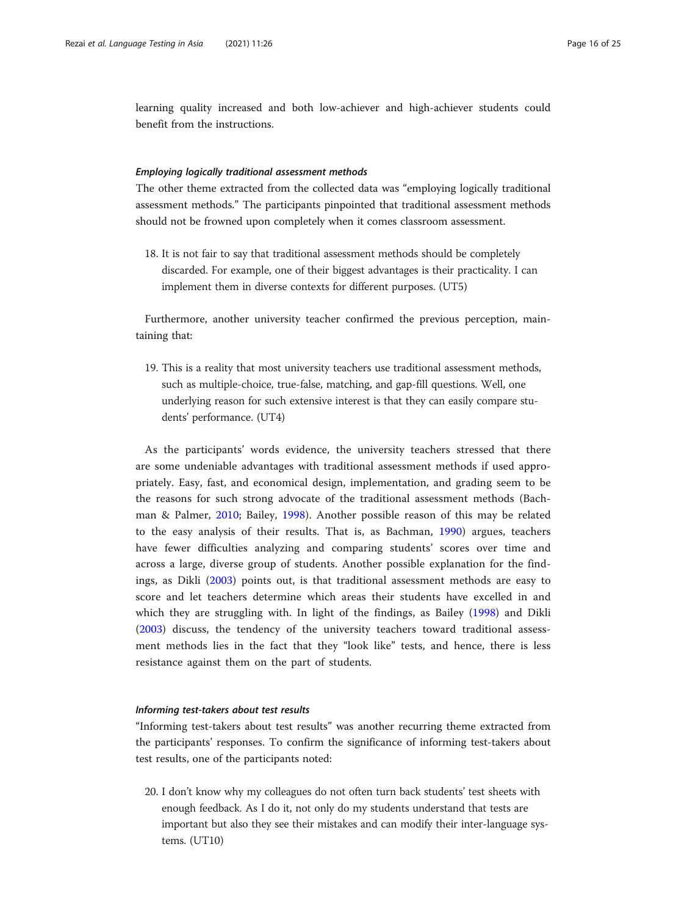learning quality increased and both low-achiever and high-achiever students could benefit from the instructions.

#### *Employing logically traditional assessment methods*

The other theme extracted from the collected data was "employing logically traditional assessment methods." The participants pinpointed that traditional assessment methods should not be frowned upon completely when it comes classroom assessment.

18. It is not fair to say that traditional assessment methods should be completely discarded. For example, one of their biggest advantages is their practicality. I can implement them in diverse contexts for different purposes. (UT5)

Furthermore, another university teacher confirmed the previous perception, maintaining that:

19. This is a reality that most university teachers use traditional assessment methods, such as multiple-choice, true-false, matching, and gap-fill questions. Well, one underlying reason for such extensive interest is that they can easily compare students' performance. (UT4)

As the participants' words evidence, the university teachers stressed that there are some undeniable advantages with traditional assessment methods if used appropriately. Easy, fast, and economical design, implementation, and grading seem to be the reasons for such strong advocate of the traditional assessment methods (Bachman & Palmer, 2010; Bailey, 1998). Another possible reason of this may be related to the easy analysis of their results. That is, as Bachman, 1990) argues, teachers have fewer difficulties analyzing and comparing students' scores over time and across a large, diverse group of students. Another possible explanation for the findings, as Dikli (2003) points out, is that traditional assessment methods are easy to score and let teachers determine which areas their students have excelled in and which they are struggling with. In light of the findings, as Bailey (1998) and Dikli (2003) discuss, the tendency of the university teachers toward traditional assessment methods lies in the fact that they "look like" tests, and hence, there is less resistance against them on the part of students.

#### *Informing test-takers about test results*

"Informing test-takers about test results" was another recurring theme extracted from the participants' responses. To confirm the significance of informing test-takers about test results, one of the participants noted:

20. I don't know why my colleagues do not often turn back students' test sheets with enough feedback. As I do it, not only do my students understand that tests are important but also they see their mistakes and can modify their inter-language systems. (UT10)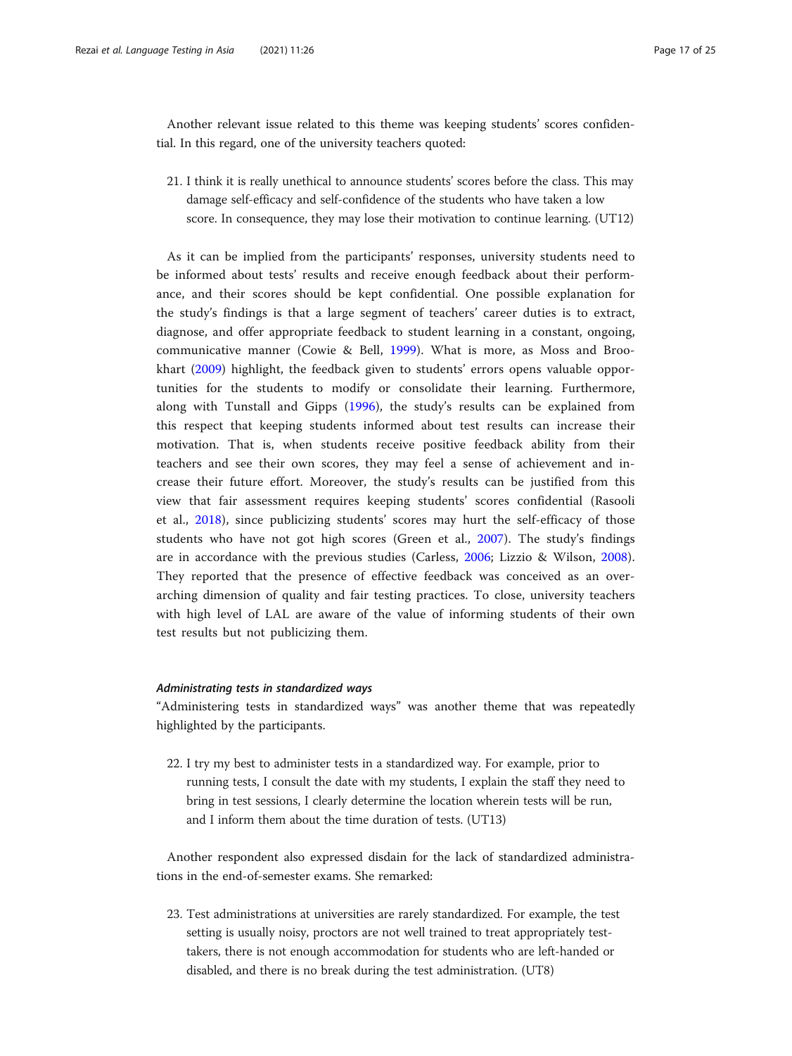Another relevant issue related to this theme was keeping students' scores confidential. In this regard, one of the university teachers quoted:

21. I think it is really unethical to announce students' scores before the class. This may damage self-efficacy and self-confidence of the students who have taken a low score. In consequence, they may lose their motivation to continue learning. (UT12)

As it can be implied from the participants' responses, university students need to be informed about tests' results and receive enough feedback about their performance, and their scores should be kept confidential. One possible explanation for the study's findings is that a large segment of teachers' career duties is to extract, diagnose, and offer appropriate feedback to student learning in a constant, ongoing, communicative manner (Cowie & Bell, 1999). What is more, as Moss and Brookhart (2009) highlight, the feedback given to students' errors opens valuable opportunities for the students to modify or consolidate their learning. Furthermore, along with Tunstall and Gipps (1996), the study's results can be explained from this respect that keeping students informed about test results can increase their motivation. That is, when students receive positive feedback ability from their teachers and see their own scores, they may feel a sense of achievement and increase their future effort. Moreover, the study's results can be justified from this view that fair assessment requires keeping students' scores confidential (Rasooli et al., 2018), since publicizing students' scores may hurt the self-efficacy of those students who have not got high scores (Green et al., 2007). The study's findings are in accordance with the previous studies (Carless, 2006; Lizzio & Wilson, 2008). They reported that the presence of effective feedback was conceived as an overarching dimension of quality and fair testing practices. To close, university teachers with high level of LAL are aware of the value of informing students of their own test results but not publicizing them.

#### *Administrating tests in standardized ways*

"Administering tests in standardized ways" was another theme that was repeatedly highlighted by the participants.

22. I try my best to administer tests in a standardized way. For example, prior to running tests, I consult the date with my students, I explain the staff they need to bring in test sessions, I clearly determine the location wherein tests will be run, and I inform them about the time duration of tests. (UT13)

Another respondent also expressed disdain for the lack of standardized administrations in the end-of-semester exams. She remarked:

23. Test administrations at universities are rarely standardized. For example, the test setting is usually noisy, proctors are not well trained to treat appropriately test-takers, there is not enough accommodation for students who are left-handed or disabled, and there is no break during the test administration. (UT8)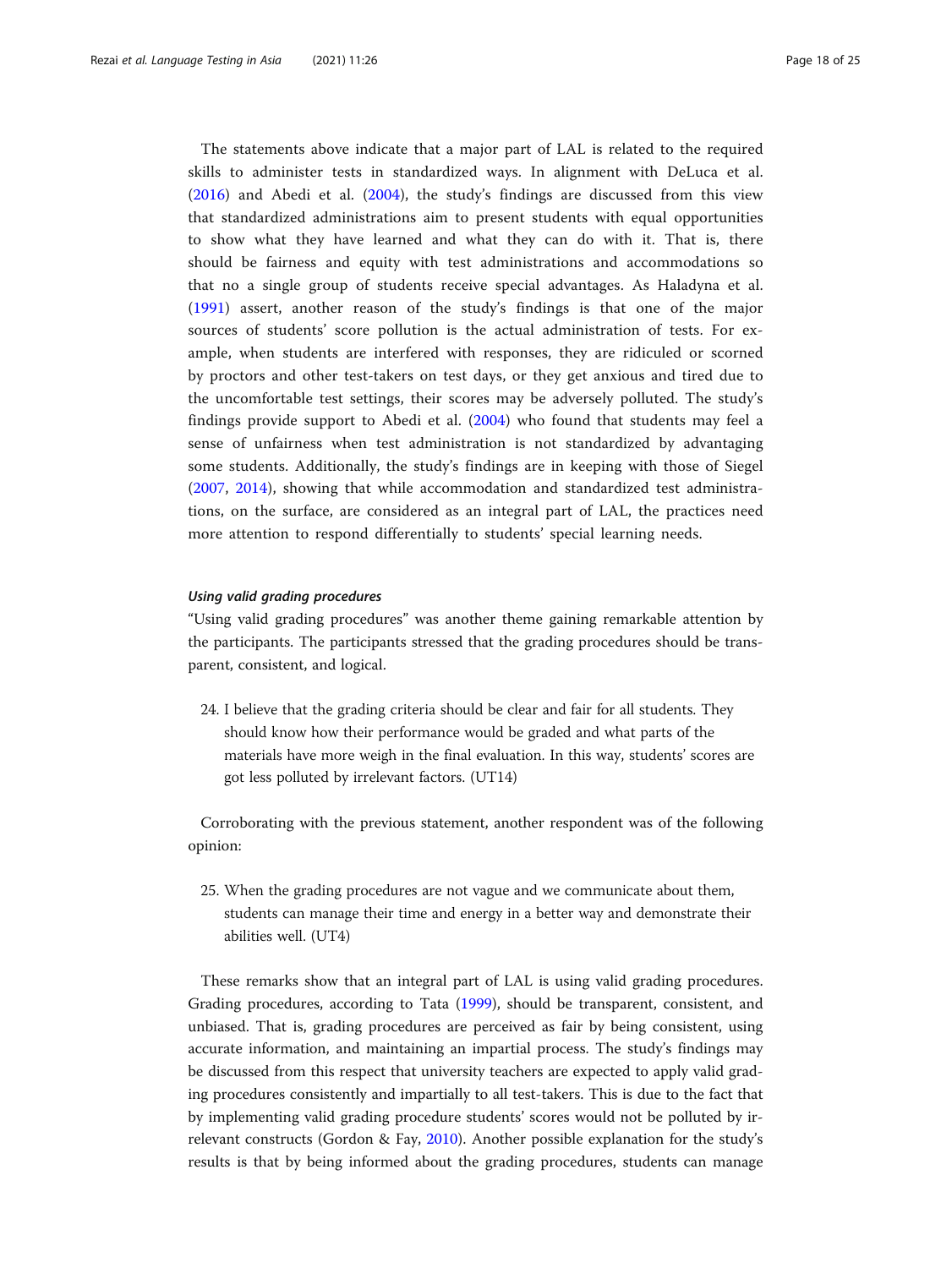The statements above indicate that a major part of LAL is related to the required skills to administer tests in standardized ways. In alignment with DeLuca et al. (2016) and Abedi et al. (2004), the study's findings are discussed from this view that standardized administrations aim to present students with equal opportunities to show what they have learned and what they can do with it. That is, there should be fairness and equity with test administrations and accommodations so that no a single group of students receive special advantages. As Haladyna et al. (1991) assert, another reason of the study's findings is that one of the major sources of students' score pollution is the actual administration of tests. For example, when students are interfered with responses, they are ridiculed or scorned by proctors and other test-takers on test days, or they get anxious and tired due to the uncomfortable test settings, their scores may be adversely polluted. The study's findings provide support to Abedi et al. (2004) who found that students may feel a sense of unfairness when test administration is not standardized by advantaging some students. Additionally, the study's findings are in keeping with those of Siegel (2007, 2014), showing that while accommodation and standardized test administrations, on the surface, are considered as an integral part of LAL, the practices need more attention to respond differentially to students' special learning needs.

#### *Using valid grading procedures*

"Using valid grading procedures" was another theme gaining remarkable attention by the participants. The participants stressed that the grading procedures should be transparent, consistent, and logical.

24. I believe that the grading criteria should be clear and fair for all students. They should know how their performance would be graded and what parts of the materials have more weigh in the final evaluation. In this way, students' scores are got less polluted by irrelevant factors. (UT14)

Corroborating with the previous statement, another respondent was of the following opinion:

25. When the grading procedures are not vague and we communicate about them, students can manage their time and energy in a better way and demonstrate their abilities well. (UT4)

These remarks show that an integral part of LAL is using valid grading procedures. Grading procedures, according to Tata (1999), should be transparent, consistent, and unbiased. That is, grading procedures are perceived as fair by being consistent, using accurate information, and maintaining an impartial process. The study's findings may be discussed from this respect that university teachers are expected to apply valid grading procedures consistently and impartially to all test-takers. This is due to the fact that by implementing valid grading procedure students' scores would not be polluted by irrelevant constructs (Gordon & Fay, 2010). Another possible explanation for the study's results is that by being informed about the grading procedures, students can manage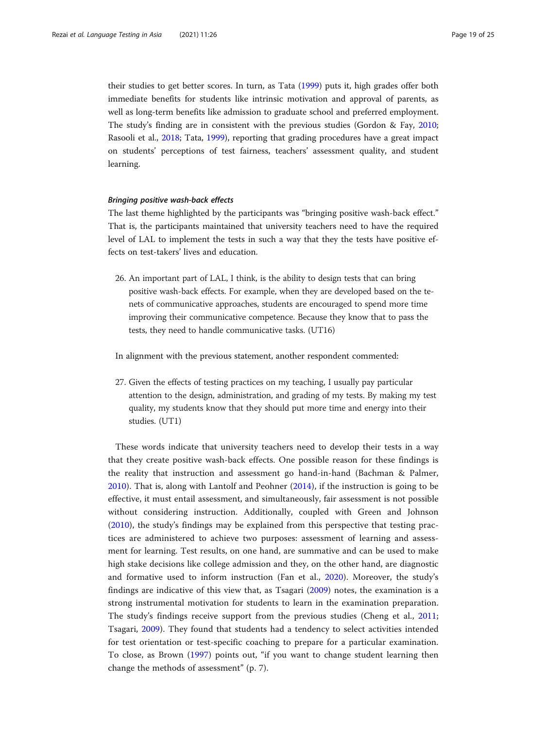their studies to get better scores. In turn, as Tata (1999) puts it, high grades offer both immediate benefits for students like intrinsic motivation and approval of parents, as well as long-term benefits like admission to graduate school and preferred employment. The study's finding are in consistent with the previous studies (Gordon & Fay, 2010; Rasooli et al., 2018; Tata, 1999), reporting that grading procedures have a great impact on students' perceptions of test fairness, teachers' assessment quality, and student learning.

#### *Bringing positive wash-back effects*

The last theme highlighted by the participants was "bringing positive wash-back effect." That is, the participants maintained that university teachers need to have the required level of LAL to implement the tests in such a way that they the tests have positive effects on test-takers' lives and education.

> 26. An important part of LAL, I think, is the ability to design tests that can bring positive wash-back effects. For example, when they are developed based on the tenets of communicative approaches, students are encouraged to spend more time improving their communicative competence. Because they know that to pass the tests, they need to handle communicative tasks. (UT16)

In alignment with the previous statement, another respondent commented:

> 27. Given the effects of testing practices on my teaching, I usually pay particular attention to the design, administration, and grading of my tests. By making my test quality, my students know that they should put more time and energy into their studies. (UT1)

These words indicate that university teachers need to develop their tests in a way that they create positive wash-back effects. One possible reason for these findings is the reality that instruction and assessment go hand-in-hand (Bachman & Palmer, 2010). That is, along with Lantolf and Peohner (2014), if the instruction is going to be effective, it must entail assessment, and simultaneously, fair assessment is not possible without considering instruction. Additionally, coupled with Green and Johnson (2010), the study's findings may be explained from this perspective that testing practices are administered to achieve two purposes: assessment of learning and assessment for learning. Test results, on one hand, are summative and can be used to make high stake decisions like college admission and they, on the other hand, are diagnostic and formative used to inform instruction (Fan et al., 2020). Moreover, the study's findings are indicative of this view that, as Tsagari (2009) notes, the examination is a strong instrumental motivation for students to learn in the examination preparation. The study's findings receive support from the previous studies (Cheng et al., 2011; Tsagari, 2009). They found that students had a tendency to select activities intended for test orientation or test-specific coaching to prepare for a particular examination. To close, as Brown (1997) points out, "if you want to change student learning then change the methods of assessment" (p. 7).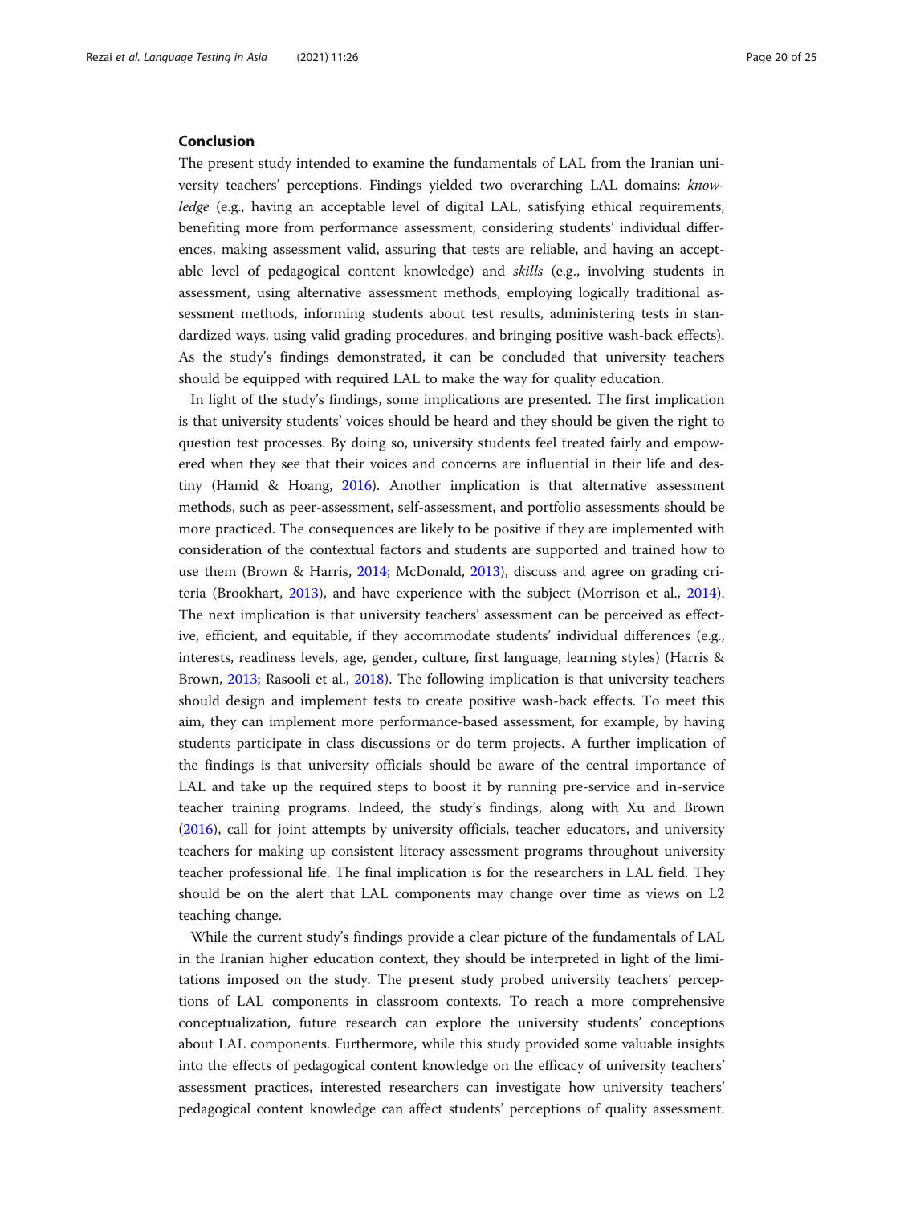## Conclusion

The present study intended to examine the fundamentals of LAL from the Iranian university teachers' perceptions. Findings yielded two overarching LAL domains: *knowledge* (e.g., having an acceptable level of digital LAL, satisfying ethical requirements, benefiting more from performance assessment, considering students' individual differences, making assessment valid, assuring that tests are reliable, and having an acceptable level of pedagogical content knowledge) and *skills* (e.g., involving students in assessment, using alternative assessment methods, employing logically traditional assessment methods, informing students about test results, administering tests in standardized ways, using valid grading procedures, and bringing positive wash-back effects). As the study's findings demonstrated, it can be concluded that university teachers should be equipped with required LAL to make the way for quality education.

In light of the study's findings, some implications are presented. The first implication is that university students' voices should be heard and they should be given the right to question test processes. By doing so, university students feel treated fairly and empowered when they see that their voices and concerns are influential in their life and destiny (Hamid & Hoang, 2016). Another implication is that alternative assessment methods, such as peer-assessment, self-assessment, and portfolio assessments should be more practiced. The consequences are likely to be positive if they are implemented with consideration of the contextual factors and students are supported and trained how to use them (Brown & Harris, 2014; McDonald, 2013), discuss and agree on grading criteria (Brookhart, 2013), and have experience with the subject (Morrison et al., 2014). The next implication is that university teachers' assessment can be perceived as effective, efficient, and equitable, if they accommodate students' individual differences (e.g., interests, readiness levels, age, gender, culture, first language, learning styles) (Harris & Brown, 2013; Rasooli et al., 2018). The following implication is that university teachers should design and implement tests to create positive wash-back effects. To meet this aim, they can implement more performance-based assessment, for example, by having students participate in class discussions or do term projects. A further implication of the findings is that university officials should be aware of the central importance of LAL and take up the required steps to boost it by running pre-service and in-service teacher training programs. Indeed, the study's findings, along with Xu and Brown (2016), call for joint attempts by university officials, teacher educators, and university teachers for making up consistent literacy assessment programs throughout university teacher professional life. The final implication is for the researchers in LAL field. They should be on the alert that LAL components may change over time as views on L2 teaching change.

While the current study's findings provide a clear picture of the fundamentals of LAL in the Iranian higher education context, they should be interpreted in light of the limitations imposed on the study. The present study probed university teachers' perceptions of LAL components in classroom contexts. To reach a more comprehensive conceptualization, future research can explore the university students' conceptions about LAL components. Furthermore, while this study provided some valuable insights into the effects of pedagogical content knowledge on the efficacy of university teachers' assessment practices, interested researchers can investigate how university teachers' pedagogical content knowledge can affect students' perceptions of quality assessment.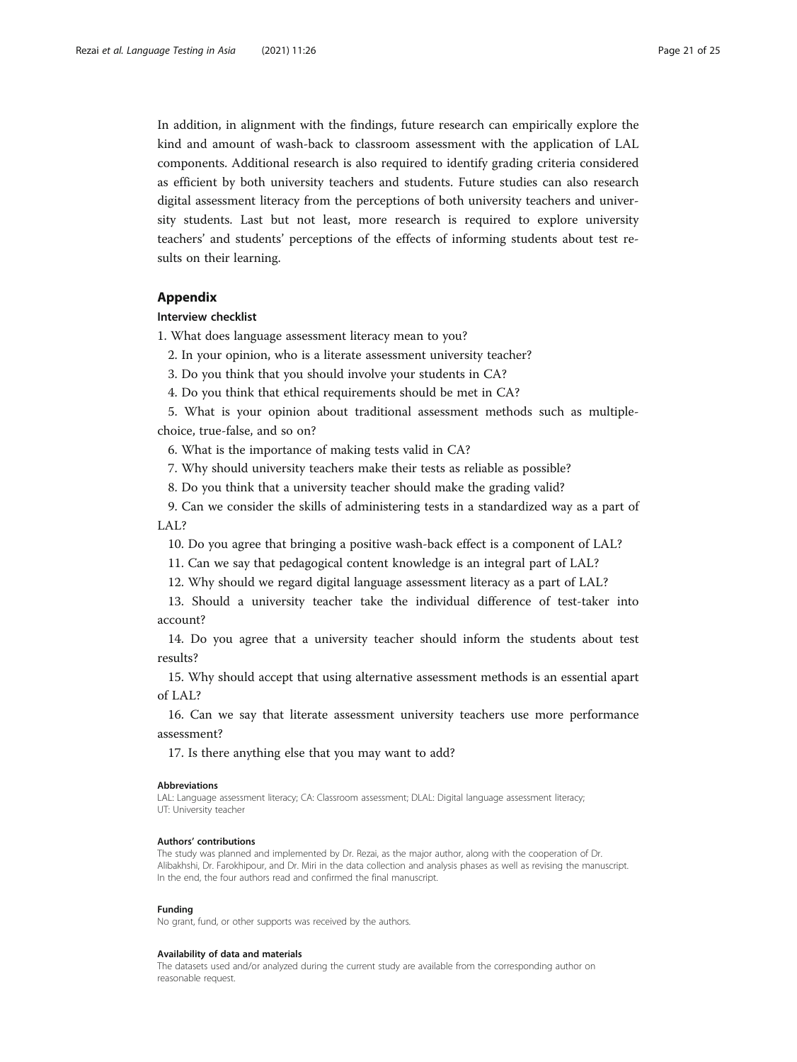In addition, in alignment with the findings, future research can empirically explore the kind and amount of wash-back to classroom assessment with the application of LAL components. Additional research is also required to identify grading criteria considered as efficient by both university teachers and students. Future studies can also research digital assessment literacy from the perceptions of both university teachers and university students. Last but not least, more research is required to explore university teachers' and students' perceptions of the effects of informing students about test results on their learning.

## Appendix

### Interview checklist

1. What does language assessment literacy mean to you?
2. In your opinion, who is a literate assessment university teacher?
3. Do you think that you should involve your students in CA?
4. Do you think that ethical requirements should be met in CA?
5. What is your opinion about traditional assessment methods such as multiple-choice, true-false, and so on?
6. What is the importance of making tests valid in CA?
7. Why should university teachers make their tests as reliable as possible?
8. Do you think that a university teacher should make the grading valid?
9. Can we consider the skills of administering tests in a standardized way as a part of LAL?
10. Do you agree that bringing a positive wash-back effect is a component of LAL?
11. Can we say that pedagogical content knowledge is an integral part of LAL?
12. Why should we regard digital language assessment literacy as a part of LAL?
13. Should a university teacher take the individual difference of test-taker into account?
14. Do you agree that a university teacher should inform the students about test results?
15. Why should accept that using alternative assessment methods is an essential apart of LAL?
16. Can we say that literate assessment university teachers use more performance assessment?
17. Is there anything else that you may want to add?

#### Abbreviations

LAL: Language assessment literacy; CA: Classroom assessment; DLAL: Digital language assessment literacy; UT: University teacher

#### Authors' contributions

The study was planned and implemented by Dr. Rezai, as the major author, along with the cooperation of Dr. Alibakhshi, Dr. Farokhipour, and Dr. Miri in the data collection and analysis phases as well as revising the manuscript. In the end, the four authors read and confirmed the final manuscript.

#### Funding

No grant, fund, or other supports was received by the authors.

#### Availability of data and materials

The datasets used and/or analyzed during the current study are available from the corresponding author on reasonable request.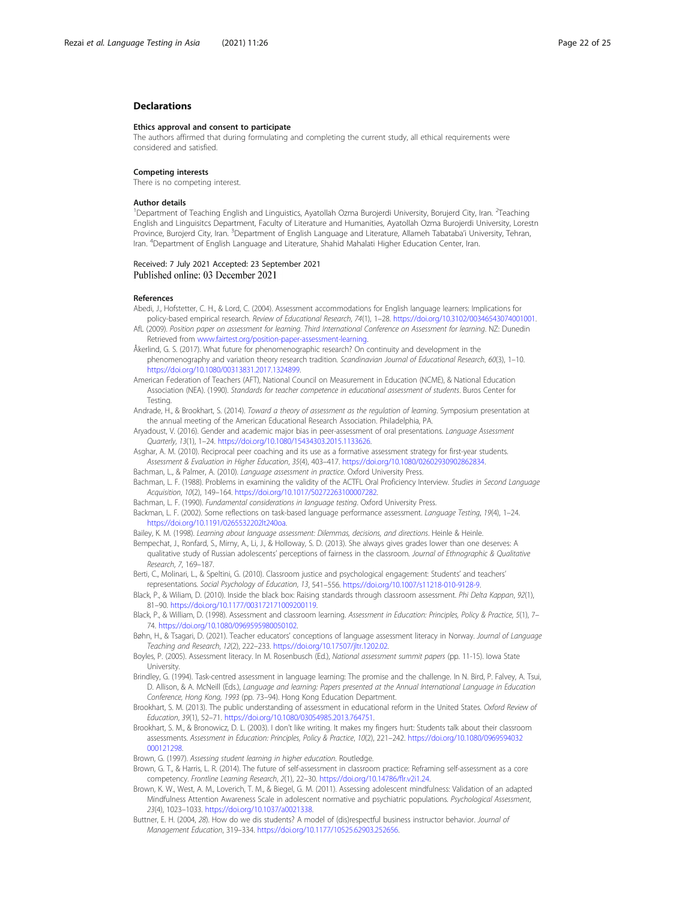## Declarations

### Ethics approval and consent to participate

The authors affirmed that during formulating and completing the current study, all ethical requirements were considered and satisfied.

### Competing interests

There is no competing interest.

### Author details

[1]Department of Teaching English and Linguistics, Ayatollah Ozma Burojerdi University, Borujerd City, Iran. [2]Teaching English and Linguisitcs Department, Faculty of Literature and Humanities, Ayatollah Ozma Burojerdi University, Lorestn Province, Burojerd City, Iran. [3]Department of English Language and Literature, Allameh Tabataba'i University, Tehran, Iran. [4]Department of English Language and Literature, Shahid Mahalati Higher Education Center, Iran.

Received: 7 July 2021 Accepted: 23 September 2021
Published online: 03 December 2021

### References

Abedi, J., Hofstetter, C. H., & Lord, C. (2004). Assessment accommodations for English language learners: Implications for policy-based empirical research. *Review of Educational Research*, *74*(1), 1–28. https://doi.org/10.3102/00346543074001001.

AfL (2009). *Position paper on assessment for learning. Third International Conference on Assessment for learning*. NZ: Dunedin Retrieved from www.fairtest.org/position-paper-assessment-learning.

Åkerlind, G. S. (2017). What future for phenomenographic research? On continuity and development in the phenomenography and variation theory research tradition. *Scandinavian Journal of Educational Research*, *60*(3), 1–10. https://doi.org/10.1080/00313831.2017.1324899.

American Federation of Teachers (AFT), National Council on Measurement in Education (NCME), & National Education Association (NEA). (1990). *Standards for teacher competence in educational assessment of students*. Buros Center for Testing.

Andrade, H., & Brookhart, S. (2014). *Toward a theory of assessment as the regulation of learning*. Symposium presentation at the annual meeting of the American Educational Research Association. Philadelphia, PA.

Aryadoust, V. (2016). Gender and academic major bias in peer-assessment of oral presentations. *Language Assessment Quarterly*, *13*(1), 1–24. https://doi.org/10.1080/15434303.2015.1133626.

Asghar, A. M. (2010). Reciprocal peer coaching and its use as a formative assessment strategy for first-year students. *Assessment & Evaluation in Higher Education*, *35*(4), 403–417. https://doi.org/10.1080/02602930902862834.

Bachman, L., & Palmer, A. (2010). *Language assessment in practice*. Oxford University Press.

Bachman, L. F. (1988). Problems in examining the validity of the ACTFL Oral Proficiency Interview. *Studies in Second Language Acquisition*, *10*(2), 149–164. https://doi.org/10.1017/S0272263100007282.

Bachman, L. F. (1990). *Fundamental considerations in language testing*. Oxford University Press.

Backman, L. F. (2002). Some reflections on task-based language performance assessment. *Language Testing*, *19*(4), 1–24. https://doi.org/10.1191/0265532202lt240oa.

Bailey, K. M. (1998). *Learning about language assessment: Dilemmas, decisions, and directions*. Heinle & Heinle.

Bempechat, J., Ronfard, S., Mirny, A., Li, J., & Holloway, S. D. (2013). She always gives grades lower than one deserves: A qualitative study of Russian adolescents' perceptions of fairness in the classroom. *Journal of Ethnographic & Qualitative Research*, *7*, 169–187.

Berti, C., Molinari, L., & Speltini, G. (2010). Classroom justice and psychological engagement: Students' and teachers' representations. *Social Psychology of Education*, *13*, 541–556. https://doi.org/10.1007/s11218-010-9128-9.

Black, P., & Wiliam, D. (2010). Inside the black box: Raising standards through classroom assessment. *Phi Delta Kappan*, *92*(1), 81–90. https://doi.org/10.1177/003172171009200119.

Black, P., & William, D. (1998). Assessment and classroom learning. *Assessment in Education: Principles, Policy & Practice*, *5*(1), 7–74. https://doi.org/10.1080/0969595980050102.

Bøhn, H., & Tsagari, D. (2021). Teacher educators' conceptions of language assessment literacy in Norway. *Journal of Language Teaching and Research*, *12*(2), 222–233. https://doi.org/10.17507/jltr.1202.02.

Boyles, P. (2005). Assessment literacy. In M. Rosenbusch (Ed.), *National assessment summit papers* (pp. 11-15). Iowa State University.

Brindley, G. (1994). Task-centred assessment in language learning: The promise and the challenge. In N. Bird, P. Falvey, A. Tsui, D. Allison, & A. McNeill (Eds.), *Language and learning: Papers presented at the Annual International Language in Education Conference, Hong Kong, 1993* (pp. 73–94). Hong Kong Education Department.

Brookhart, S. M. (2013). The public understanding of assessment in educational reform in the United States. *Oxford Review of Education*, *39*(1), 52–71. https://doi.org/10.1080/03054985.2013.764751.

Brookhart, S. M., & Bronowicz, D. L. (2003). I don't like writing. It makes my fingers hurt: Students talk about their classroom assessments. *Assessment in Education: Principles, Policy & Practice*, *10*(2), 221–242. https://doi.org/10.1080/0969594032000121298.

Brown, G. (1997). *Assessing student learning in higher education*. Routledge.

Brown, G. T., & Harris, L. R. (2014). The future of self-assessment in classroom practice: Reframing self-assessment as a core competency. *Frontline Learning Research*, *2*(1), 22–30. https://doi.org/10.14786/flr.v2i1.24.

Brown, K. W., West, A. M., Loverich, T. M., & Biegel, G. M. (2011). Assessing adolescent mindfulness: Validation of an adapted Mindfulness Attention Awareness Scale in adolescent normative and psychiatric populations. *Psychological Assessment*, *23*(4), 1023–1033. https://doi.org/10.1037/a0021338.

Buttner, E. H. (2004, *28*). How do we dis students? A model of (dis)respectful business instructor behavior. *Journal of Management Education*, 319–334. https://doi.org/10.1177/10525.62903.252656.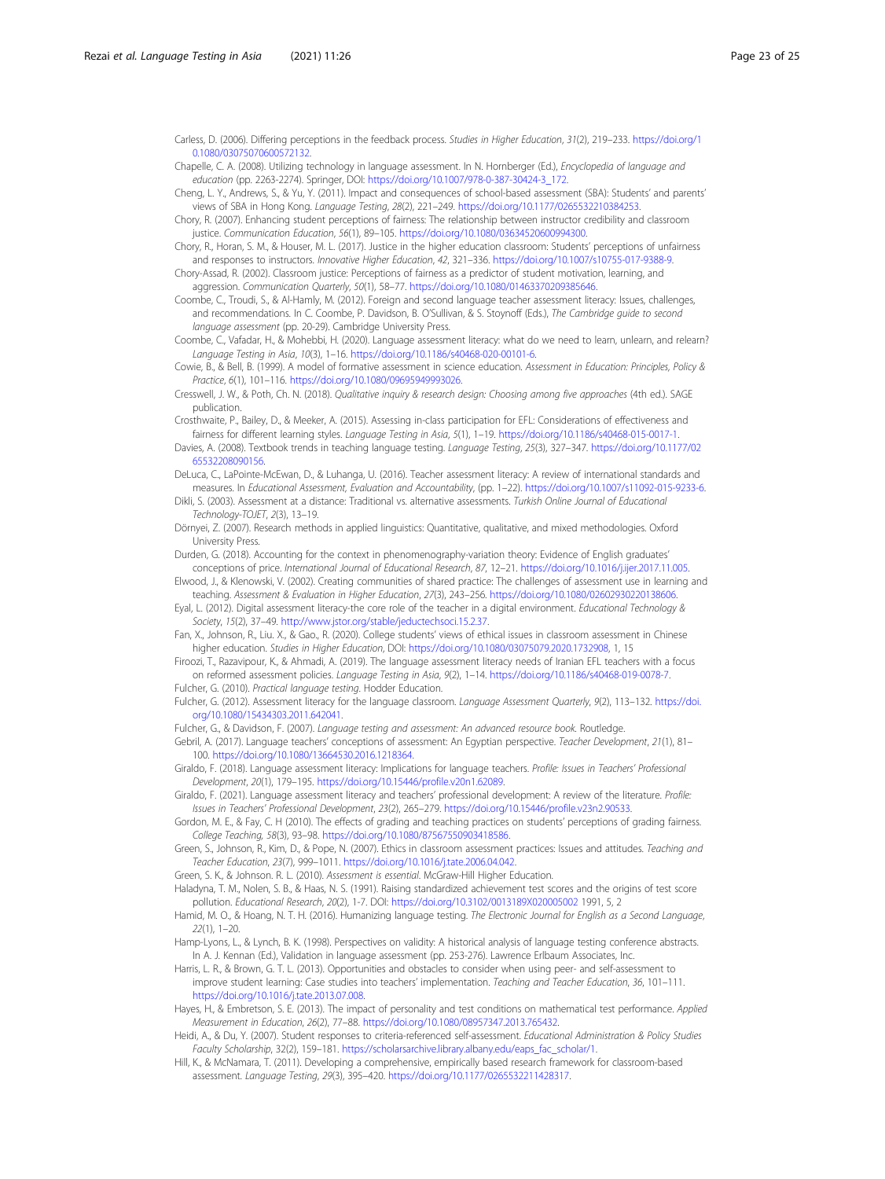Carless, D. (2006). Differing perceptions in the feedback process. *Studies in Higher Education*, *31*(2), 219–233. https://doi.org/10.1080/03075070600572132.

Chapelle, C. A. (2008). Utilizing technology in language assessment. In N. Hornberger (Ed.), *Encyclopedia of language and education* (pp. 2263-2274). Springer, DOI: https://doi.org/10.1007/978-0-387-30424-3_172.

Cheng, L. Y., Andrews, S., & Yu, Y. (2011). Impact and consequences of school-based assessment (SBA): Students' and parents' views of SBA in Hong Kong. *Language Testing*, *28*(2), 221–249. https://doi.org/10.1177/0265532210384253.

Chory, R. (2007). Enhancing student perceptions of fairness: The relationship between instructor credibility and classroom justice. *Communication Education*, *56*(1), 89–105. https://doi.org/10.1080/03634520600994300.

Chory, R., Horan, S. M., & Houser, M. L. (2017). Justice in the higher education classroom: Students' perceptions of unfairness and responses to instructors. *Innovative Higher Education*, *42*, 321–336. https://doi.org/10.1007/s10755-017-9388-9.

Chory-Assad, R. (2002). Classroom justice: Perceptions of fairness as a predictor of student motivation, learning, and aggression. *Communication Quarterly*, *50*(1), 58–77. https://doi.org/10.1080/01463370209385646.

Coombe, C., Troudi, S., & Al-Hamly, M. (2012). Foreign and second language teacher assessment literacy: Issues, challenges, and recommendations. In C. Coombe, P. Davidson, B. O'Sullivan, & S. Stoynoff (Eds.), *The Cambridge guide to second language assessment* (pp. 20-29). Cambridge University Press.

Coombe, C., Vafadar, H., & Mohebbi, H. (2020). Language assessment literacy: what do we need to learn, unlearn, and relearn? *Language Testing in Asia*, *10*(3), 1–16. https://doi.org/10.1186/s40468-020-00101-6.

Cowie, B., & Bell, B. (1999). A model of formative assessment in science education. *Assessment in Education: Principles, Policy & Practice*, *6*(1), 101–116. https://doi.org/10.1080/09695949993026.

Cresswell, J. W., & Poth, Ch. N. (2018). *Qualitative inquiry & research design: Choosing among five approaches* (4th ed.). SAGE publication.

Crosthwaite, P., Bailey, D., & Meeker, A. (2015). Assessing in-class participation for EFL: Considerations of effectiveness and fairness for different learning styles. *Language Testing in Asia*, *5*(1), 1–19. https://doi.org/10.1186/s40468-015-0017-1.

Davies, A. (2008). Textbook trends in teaching language testing. *Language Testing*, *25*(3), 327–347. https://doi.org/10.1177/0265532208090156.

DeLuca, C., LaPointe-McEwan, D., & Luhanga, U. (2016). Teacher assessment literacy: A review of international standards and measures. In *Educational Assessment, Evaluation and Accountability*, (pp. 1–22). https://doi.org/10.1007/s11092-015-9233-6.

Dikli, S. (2003). Assessment at a distance: Traditional vs. alternative assessments. *Turkish Online Journal of Educational Technology-TOJET*, *2*(3), 13–19.

Dörnyei, Z. (2007). Research methods in applied linguistics: Quantitative, qualitative, and mixed methodologies. Oxford University Press.

Durden, G. (2018). Accounting for the context in phenomenography-variation theory: Evidence of English graduates' conceptions of price. *International Journal of Educational Research*, *87*, 12–21. https://doi.org/10.1016/j.ijer.2017.11.005.

Elwood, J., & Klenowski, V. (2002). Creating communities of shared practice: The challenges of assessment use in learning and teaching. *Assessment & Evaluation in Higher Education*, *27*(3), 243–256. https://doi.org/10.1080/02602930220138606.

Eyal, L. (2012). Digital assessment literacy-the core role of the teacher in a digital environment. *Educational Technology & Society*, *15*(2), 37–49. http://www.jstor.org/stable/jeductechsoci.15.2.37.

Fan, X., Johnson, R., Liu. X., & Gao., R. (2020). College students' views of ethical issues in classroom assessment in Chinese higher education. *Studies in Higher Education*, DOI: https://doi.org/10.1080/03075079.2020.1732908, 1, 15

Firoozi, T., Razavipour, K., & Ahmadi, A. (2019). The language assessment literacy needs of Iranian EFL teachers with a focus on reformed assessment policies. *Language Testing in Asia*, *9*(2), 1–14. https://doi.org/10.1186/s40468-019-0078-7.

Fulcher, G. (2010). *Practical language testing*. Hodder Education.

Fulcher, G. (2012). Assessment literacy for the language classroom. *Language Assessment Quarterly*, *9*(2), 113–132. https://doi.org/10.1080/15434303.2011.642041.

Fulcher, G., & Davidson, F. (2007). *Language testing and assessment: An advanced resource book*. Routledge.

Gebril, A. (2017). Language teachers' conceptions of assessment: An Egyptian perspective. *Teacher Development*, *21*(1), 81–100. https://doi.org/10.1080/13664530.2016.1218364.

Giraldo, F. (2018). Language assessment literacy: Implications for language teachers. *Profile: Issues in Teachers' Professional Development*, *20*(1), 179–195. https://doi.org/10.15446/profile.v20n1.62089.

Giraldo, F. (2021). Language assessment literacy and teachers' professional development: A review of the literature. *Profile: Issues in Teachers' Professional Development*, *23*(2), 265–279. https://doi.org/10.15446/profile.v23n2.90533.

Gordon, M. E., & Fay, C. H (2010). The effects of grading and teaching practices on students' perceptions of grading fairness. *College Teaching*, *58*(3), 93–98. https://doi.org/10.1080/87567550903418586.

Green, S., Johnson, R., Kim, D., & Pope, N. (2007). Ethics in classroom assessment practices: Issues and attitudes. *Teaching and Teacher Education*, *23*(7), 999–1011. https://doi.org/10.1016/j.tate.2006.04.042.

Green, S. K., & Johnson. R. L. (2010). *Assessment is essential*. McGraw-Hill Higher Education.

Haladyna, T. M., Nolen, S. B., & Haas, N. S. (1991). Raising standardized achievement test scores and the origins of test score pollution. *Educational Research*, *20*(2), 1-7. DOI: https://doi.org/10.3102/0013189X020005002 1991, 5, 2

Hamid, M. O., & Hoang, N. T. H. (2016). Humanizing language testing. *The Electronic Journal for English as a Second Language*, *22*(1), 1–20.

Hamp-Lyons, L., & Lynch, B. K. (1998). Perspectives on validity: A historical analysis of language testing conference abstracts. In A. J. Kennan (Ed.), Validation in language assessment (pp. 253-276). Lawrence Erlbaum Associates, Inc.

Harris, L. R., & Brown, G. T. L. (2013). Opportunities and obstacles to consider when using peer- and self-assessment to improve student learning: Case studies into teachers' implementation. *Teaching and Teacher Education*, *36*, 101–111. https://doi.org/10.1016/j.tate.2013.07.008.

Hayes, H., & Embretson, S. E. (2013). The impact of personality and test conditions on mathematical test performance. *Applied Measurement in Education*, *26*(2), 77–88. https://doi.org/10.1080/08957347.2013.765432.

Heidi, A., & Du, Y. (2007). Student responses to criteria-referenced self-assessment. *Educational Administration & Policy Studies Faculty Scholarship*, 32(2), 159–181. https://scholarsarchive.library.albany.edu/eaps_fac_scholar/1.

Hill, K., & McNamara, T. (2011). Developing a comprehensive, empirically based research framework for classroom-based assessment. *Language Testing*, *29*(3), 395–420. https://doi.org/10.1177/0265532211428317.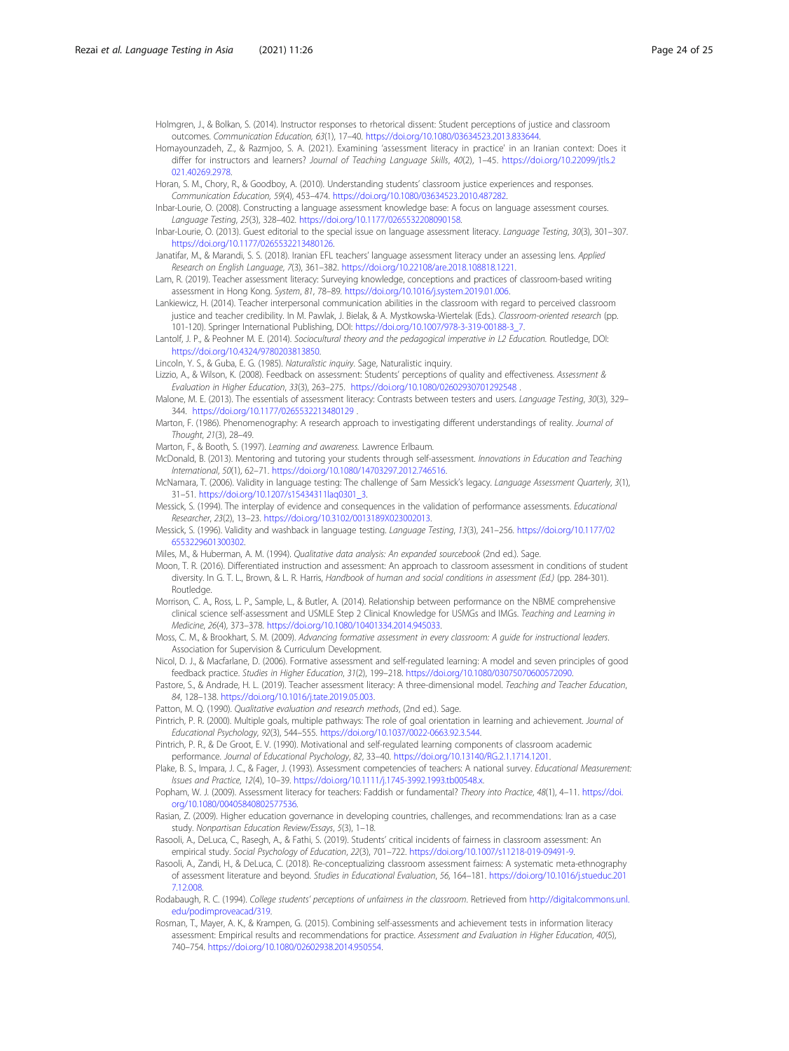Holmgren, J., & Bolkan, S. (2014). Instructor responses to rhetorical dissent: Student perceptions of justice and classroom outcomes. *Communication Education, 63*(1), 17–40. https://doi.org/10.1080/03634523.2013.833644.

Homayounzadeh, Z., & Razmjoo, S. A. (2021). Examining 'assessment literacy in practice' in an Iranian context: Does it differ for instructors and learners? *Journal of Teaching Language Skills, 40*(2), 1–45. https://doi.org/10.22099/jtls.2021.40269.2978.

Horan, S. M., Chory, R., & Goodboy, A. (2010). Understanding students' classroom justice experiences and responses. *Communication Education, 59*(4), 453–474. https://doi.org/10.1080/03634523.2010.487282.

Inbar-Lourie, O. (2008). Constructing a language assessment knowledge base: A focus on language assessment courses. *Language Testing, 25*(3), 328–402. https://doi.org/10.1177/0265532208090158.

Inbar-Lourie, O. (2013). Guest editorial to the special issue on language assessment literacy. *Language Testing, 30*(3), 301–307. https://doi.org/10.1177/0265532213480126.

Janatifar, M., & Marandi, S. S. (2018). Iranian EFL teachers' language assessment literacy under an assessing lens. *Applied Research on English Language, 7*(3), 361–382. https://doi.org/10.22108/are.2018.108818.1221.

Lam, R. (2019). Teacher assessment literacy: Surveying knowledge, conceptions and practices of classroom-based writing assessment in Hong Kong. *System, 81*, 78–89. https://doi.org/10.1016/j.system.2019.01.006.

Lankiewicz, H. (2014). Teacher interpersonal communication abilities in the classroom with regard to perceived classroom justice and teacher credibility. In M. Pawlak, J. Bielak, & A. Mystkowska-Wiertelak (Eds.). *Classroom-oriented research* (pp. 101-120). Springer International Publishing, DOI: https://doi.org/10.1007/978-3-319-00188-3_7.

Lantolf, J. P., & Peohner M. E. (2014). *Sociocultural theory and the pedagogical imperative in L2 Education.* Routledge, DOI: https://doi.org/10.4324/9780203813850.

Lincoln, Y. S., & Guba, E. G. (1985). *Naturalistic inquiry.* Sage, Naturalistic inquiry.

Lizzio, A., & Wilson, K. (2008). Feedback on assessment: Students' perceptions of quality and effectiveness. *Assessment & Evaluation in Higher Education, 33*(3), 263–275. https://doi.org/10.1080/02602930701292548 .

Malone, M. E. (2013). The essentials of assessment literacy: Contrasts between testers and users. *Language Testing, 30*(3), 329–344. https://doi.org/10.1177/0265532213480129 .

Marton, F. (1986). Phenomenography: A research approach to investigating different understandings of reality. *Journal of Thought, 21*(3), 28–49.

Marton, F., & Booth, S. (1997). *Learning and awareness.* Lawrence Erlbaum.

McDonald, B. (2013). Mentoring and tutoring your students through self-assessment. *Innovations in Education and Teaching International, 50*(1), 62–71. https://doi.org/10.1080/14703297.2012.746516.

McNamara, T. (2006). Validity in language testing: The challenge of Sam Messick's legacy. *Language Assessment Quarterly, 3*(1), 31–51. https://doi.org/10.1207/s15434311laq0301_3.

Messick, S. (1994). The interplay of evidence and consequences in the validation of performance assessments. *Educational Researcher, 23*(2), 13–23. https://doi.org/10.3102/0013189X023002013.

Messick, S. (1996). Validity and washback in language testing. *Language Testing, 13*(3), 241–256. https://doi.org/10.1177/026553229601300302.

Miles, M., & Huberman, A. M. (1994). *Qualitative data analysis: An expanded sourcebook* (2nd ed.). Sage.

Moon, T. R. (2016). Differentiated instruction and assessment: An approach to classroom assessment in conditions of student diversity. In G. T. L., Brown, & L. R. Harris, *Handbook of human and social conditions in assessment (Ed.)* (pp. 284-301). Routledge.

Morrison, C. A., Ross, L. P., Sample, L., & Butler, A. (2014). Relationship between performance on the NBME comprehensive clinical science self-assessment and USMLE Step 2 Clinical Knowledge for USMGs and IMGs. *Teaching and Learning in Medicine, 26*(4), 373–378. https://doi.org/10.1080/10401334.2014.945033.

Moss, C. M., & Brookhart, S. M. (2009). *Advancing formative assessment in every classroom: A guide for instructional leaders.* Association for Supervision & Curriculum Development.

Nicol, D. J., & Macfarlane, D. (2006). Formative assessment and self-regulated learning: A model and seven principles of good feedback practice. *Studies in Higher Education, 31*(2), 199–218. https://doi.org/10.1080/03075070600572090.

Pastore, S., & Andrade, H. L. (2019). Teacher assessment literacy: A three-dimensional model. *Teaching and Teacher Education, 84*, 128–138. https://doi.org/10.1016/j.tate.2019.05.003.

Patton, M. Q. (1990). *Qualitative evaluation and research methods*, (2nd ed.). Sage.

Pintrich, P. R. (2000). Multiple goals, multiple pathways: The role of goal orientation in learning and achievement. *Journal of Educational Psychology, 92*(3), 544–555. https://doi.org/10.1037/0022-0663.92.3.544.

Pintrich, P. R., & De Groot, E. V. (1990). Motivational and self-regulated learning components of classroom academic performance. *Journal of Educational Psychology, 82*, 33–40. https://doi.org/10.13140/RG.2.1.1714.1201.

Plake, B. S., Impara, J. C., & Fager, J. (1993). Assessment competencies of teachers: A national survey. *Educational Measurement: Issues and Practice, 12*(4), 10–39. https://doi.org/10.1111/j.1745-3992.1993.tb00548.x.

Popham, W. J. (2009). Assessment literacy for teachers: Faddish or fundamental? *Theory into Practice, 48*(1), 4–11. https://doi.org/10.1080/00405840802577536.

Rasian, Z. (2009). Higher education governance in developing countries, challenges, and recommendations: Iran as a case study. *Nonpartisan Education Review/Essays, 5*(3), 1–18.

Rasooli, A., DeLuca, C., Rasegh, A., & Fathi, S. (2019). Students' critical incidents of fairness in classroom assessment: An empirical study. *Social Psychology of Education, 22*(3), 701–722. https://doi.org/10.1007/s11218-019-09491-9.

Rasooli, A., Zandi, H., & DeLuca, C. (2018). Re-conceptualizing classroom assessment fairness: A systematic meta-ethnography of assessment literature and beyond. *Studies in Educational Evaluation, 56*, 164–181. https://doi.org/10.1016/j.stueduc.2017.12.008.

Rodabaugh, R. C. (1994). *College students' perceptions of unfairness in the classroom*. Retrieved from http://digitalcommons.unl.edu/podimproveacad/319.

Rosman, T., Mayer, A. K., & Krampen, G. (2015). Combining self-assessments and achievement tests in information literacy assessment: Empirical results and recommendations for practice. *Assessment and Evaluation in Higher Education, 40*(5), 740–754. https://doi.org/10.1080/02602938.2014.950554.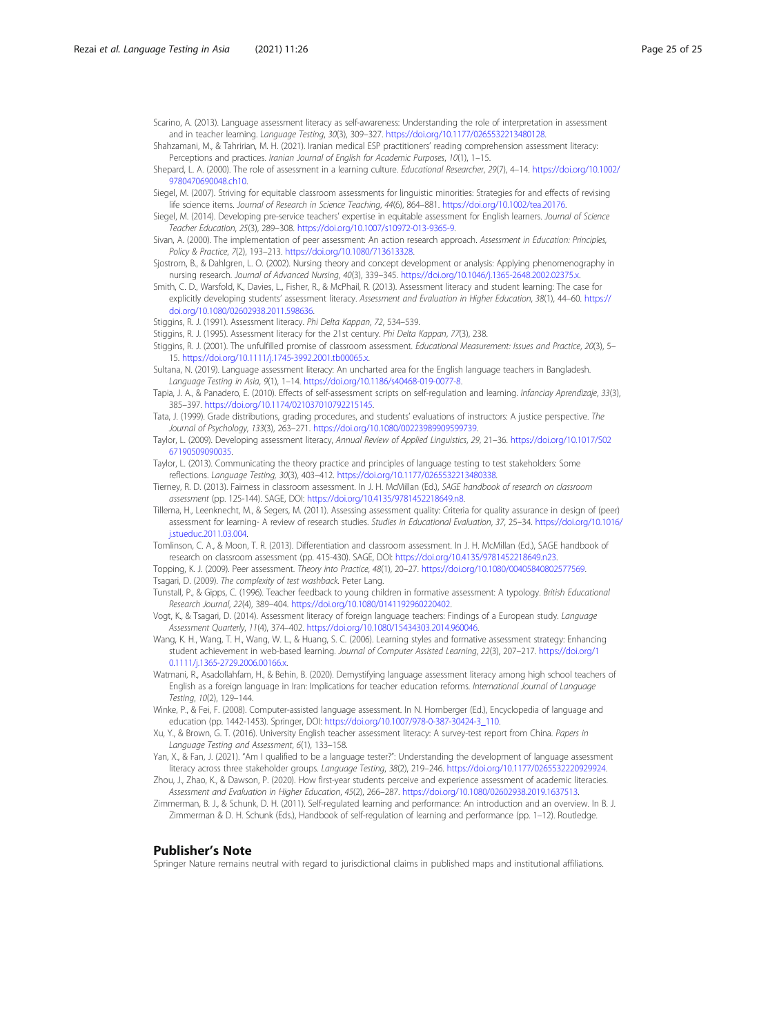Scarino, A. (2013). Language assessment literacy as self-awareness: Understanding the role of interpretation in assessment and in teacher learning. *Language Testing*, *30*(3), 309–327. https://doi.org/10.1177/0265532213480128.

Shahzamani, M., & Tahririan, M. H. (2021). Iranian medical ESP practitioners' reading comprehension assessment literacy: Perceptions and practices. *Iranian Journal of English for Academic Purposes*, *10*(1), 1–15.

Shepard, L. A. (2000). The role of assessment in a learning culture. *Educational Researcher*, *29*(7), 4–14. https://doi.org/10.1002/9780470690048.ch10.

Siegel, M. (2007). Striving for equitable classroom assessments for linguistic minorities: Strategies for and effects of revising life science items. *Journal of Research in Science Teaching*, *44*(6), 864–881. https://doi.org/10.1002/tea.20176.

Siegel, M. (2014). Developing pre-service teachers' expertise in equitable assessment for English learners. *Journal of Science Teacher Education*, *25*(3), 289–308. https://doi.org/10.1007/s10972-013-9365-9.

Sivan, A. (2000). The implementation of peer assessment: An action research approach. *Assessment in Education: Principles, Policy & Practice*, *7*(2), 193–213. https://doi.org/10.1080/713613328.

Sjostrom, B., & Dahlgren, L. O. (2002). Nursing theory and concept development or analysis: Applying phenomenography in nursing research. *Journal of Advanced Nursing*, *40*(3), 339–345. https://doi.org/10.1046/j.1365-2648.2002.02375.x.

Smith, C. D., Warsfold, K., Davies, L., Fisher, R., & McPhail, R. (2013). Assessment literacy and student learning: The case for explicitly developing students' assessment literacy. *Assessment and Evaluation in Higher Education*, *38*(1), 44–60. https://doi.org/10.1080/02602938.2011.598636.

Stiggins, R. J. (1991). Assessment literacy. *Phi Delta Kappan*, *72*, 534–539.

Stiggins, R. J. (1995). Assessment literacy for the 21st century. *Phi Delta Kappan*, *77*(3), 238.

Stiggins, R. J. (2001). The unfulfilled promise of classroom assessment. *Educational Measurement: Issues and Practice*, *20*(3), 5–15. https://doi.org/10.1111/j.1745-3992.2001.tb00065.x.

Sultana, N. (2019). Language assessment literacy: An uncharted area for the English language teachers in Bangladesh. *Language Testing in Asia*, *9*(1), 1–14. https://doi.org/10.1186/s40468-019-0077-8.

Tapia, J. A., & Panadero, E. (2010). Effects of self-assessment scripts on self-regulation and learning. *Infanciay Aprendizaje*, *33*(3), 385–397. https://doi.org/10.1174/021037010792215145.

Tata, J. (1999). Grade distributions, grading procedures, and students' evaluations of instructors: A justice perspective. *The Journal of Psychology*, *133*(3), 263–271. https://doi.org/10.1080/00223989909599739.

Taylor, L. (2009). Developing assessment literacy, *Annual Review of Applied Linguistics*, *29*, 21–36. https://doi.org/10.1017/S0267190509090035.

Taylor, L. (2013). Communicating the theory practice and principles of language testing to test stakeholders: Some reflections. *Language Testing*, *30*(3), 403–412. https://doi.org/10.1177/0265532213480338.

Tierney, R. D. (2013). Fairness in classroom assessment. In J. H. McMillan (Ed.), *SAGE handbook of research on classroom assessment* (pp. 125-144). SAGE, DOI: https://doi.org/10.4135/9781452218649.n8.

Tillema, H., Leenknecht, M., & Segers, M. (2011). Assessing assessment quality: Criteria for quality assurance in design of (peer) assessment for learning- A review of research studies. *Studies in Educational Evaluation*, *37*, 25–34. https://doi.org/10.1016/j.stueduc.2011.03.004.

Tomlinson, C. A., & Moon, T. R. (2013). Differentiation and classroom assessment. In J. H. McMillan (Ed.), SAGE handbook of research on classroom assessment (pp. 415-430). SAGE, DOI: https://doi.org/10.4135/9781452218649.n23.

Topping, K. J. (2009). Peer assessment. *Theory into Practice*, *48*(1), 20–27. https://doi.org/10.1080/00405840802577569.

Tsagari, D. (2009). *The complexity of test washback*. Peter Lang.

Tunstall, P., & Gipps, C. (1996). Teacher feedback to young children in formative assessment: A typology. *British Educational Research Journal*, *22*(4), 389–404. https://doi.org/10.1080/0141192960220402.

Vogt, K., & Tsagari, D. (2014). Assessment literacy of foreign language teachers: Findings of a European study. *Language Assessment Quarterly*, *11*(4), 374–402. https://doi.org/10.1080/15434303.2014.960046.

Wang, K. H., Wang, T. H., Wang, W. L., & Huang, S. C. (2006). Learning styles and formative assessment strategy: Enhancing student achievement in web-based learning. *Journal of Computer Assisted Learning*, *22*(3), 207–217. https://doi.org/10.1111/j.1365-2729.2006.00166.x.

Watmani, R., Asadollahfam, H., & Behin, B. (2020). Demystifying language assessment literacy among high school teachers of English as a foreign language in Iran: Implications for teacher education reforms. *International Journal of Language Testing*, *10*(2), 129–144.

Winke, P., & Fei, F. (2008). Computer-assisted language assessment. In N. Hornberger (Ed.), Encyclopedia of language and education (pp. 1442-1453). Springer, DOI: https://doi.org/10.1007/978-0-387-30424-3_110.

Xu, Y., & Brown, G. T. (2016). University English teacher assessment literacy: A survey-test report from China. *Papers in Language Testing and Assessment*, *6*(1), 133–158.

Yan, X., & Fan, J. (2021). "Am I qualified to be a language tester?": Understanding the development of language assessment literacy across three stakeholder groups. *Language Testing*, *38*(2), 219–246. https://doi.org/10.1177/0265532220929924.

Zhou, J., Zhao, K., & Dawson, P. (2020). How first-year students perceive and experience assessment of academic literacies. *Assessment and Evaluation in Higher Education*, *45*(2), 266–287. https://doi.org/10.1080/02602938.2019.1637513.

Zimmerman, B. J., & Schunk, D. H. (2011). Self-regulated learning and performance: An introduction and an overview. In B. J. Zimmerman & D. H. Schunk (Eds.), Handbook of self-regulation of learning and performance (pp. 1–12). Routledge.

## Publisher's Note

Springer Nature remains neutral with regard to jurisdictional claims in published maps and institutional affiliations.